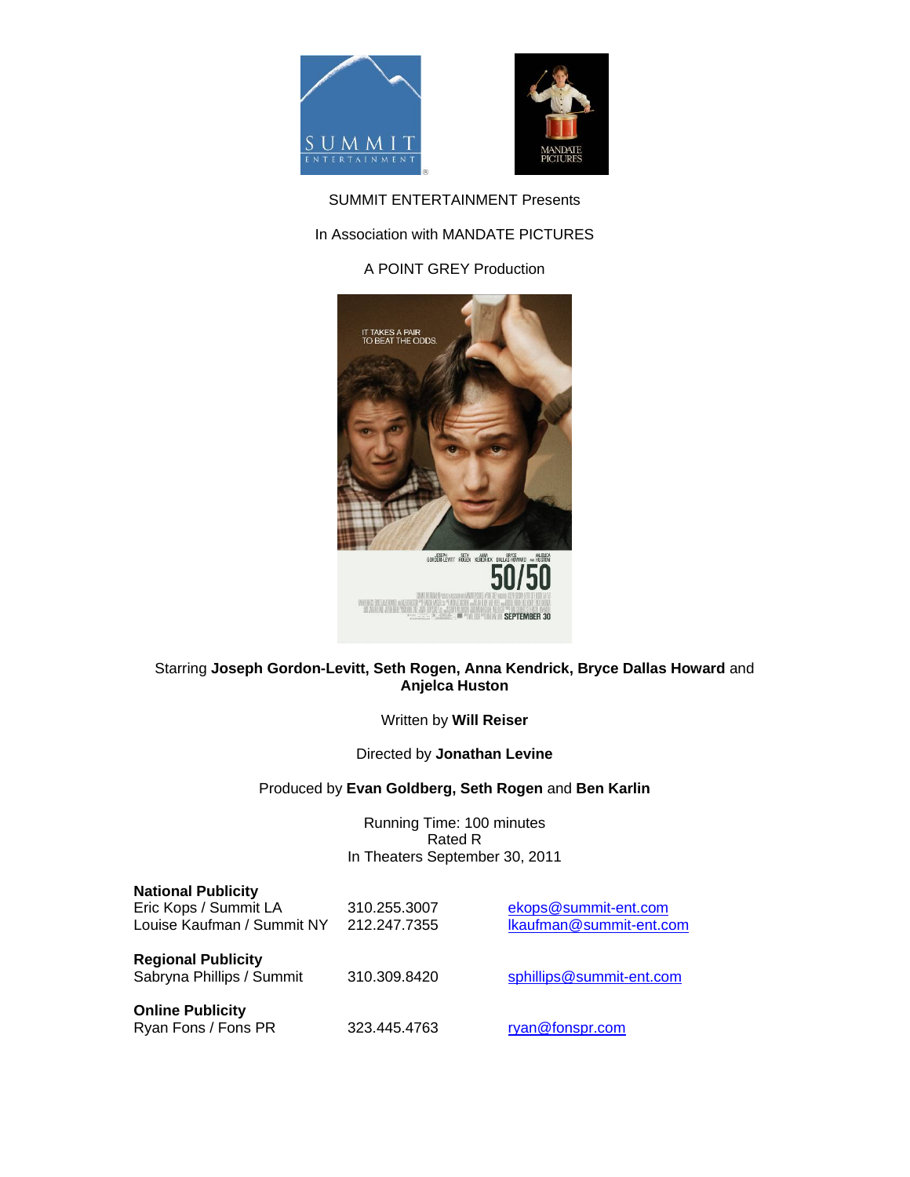SUMMIT ENTERTAINMENT Presents

In Association with MANDATE PICTURES

A POINT GREY Production

Starring **Joseph Gordon-Levitt, Seth Rogen, Anna Kendrick, Bryce Dallas Howard** and **Anjelca Huston**

Written by **Will Reiser**

Directed by **Jonathan Levine**

Produced by **Evan Goldberg, Seth Rogen** and **Ben Karlin**

Running Time: 100 minutes
Rated R
In Theaters September 30, 2011

**National Publicity**

| | | |
|---|---|---|
| Eric Kops / Summit LA | 310.255.3007 | ekops@summit-ent.com |
| Louise Kaufman / Summit NY | 212.247.7355 | lkaufman@summit-ent.com |

**Regional Publicity**

| | | |
|---|---|---|
| Sabryna Phillips / Summit | 310.309.8420 | sphillips@summit-ent.com |

**Online Publicity**

| | | |
|---|---|---|
| Ryan Fons / Fons PR | 323.445.4763 | ryan@fonspr.com |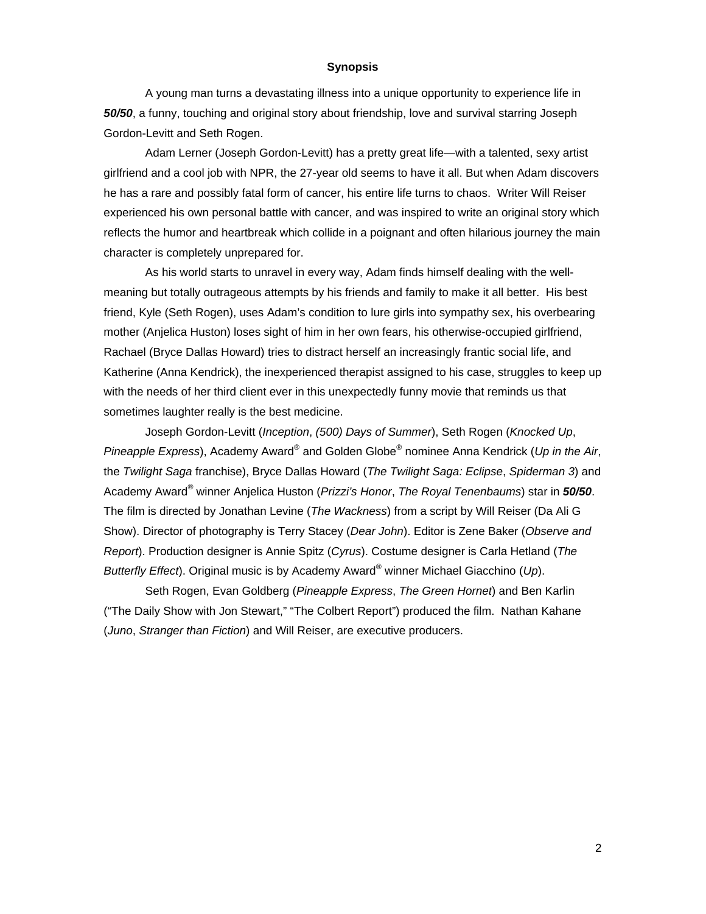## Synopsis

A young man turns a devastating illness into a unique opportunity to experience life in ***50/50***, a funny, touching and original story about friendship, love and survival starring Joseph Gordon-Levitt and Seth Rogen.

Adam Lerner (Joseph Gordon-Levitt) has a pretty great life—with a talented, sexy artist girlfriend and a cool job with NPR, the 27-year old seems to have it all. But when Adam discovers he has a rare and possibly fatal form of cancer, his entire life turns to chaos. Writer Will Reiser experienced his own personal battle with cancer, and was inspired to write an original story which reflects the humor and heartbreak which collide in a poignant and often hilarious journey the main character is completely unprepared for.

As his world starts to unravel in every way, Adam finds himself dealing with the well-meaning but totally outrageous attempts by his friends and family to make it all better. His best friend, Kyle (Seth Rogen), uses Adam's condition to lure girls into sympathy sex, his overbearing mother (Anjelica Huston) loses sight of him in her own fears, his otherwise-occupied girlfriend, Rachael (Bryce Dallas Howard) tries to distract herself an increasingly frantic social life, and Katherine (Anna Kendrick), the inexperienced therapist assigned to his case, struggles to keep up with the needs of her third client ever in this unexpectedly funny movie that reminds us that sometimes laughter really is the best medicine.

Joseph Gordon-Levitt (*Inception*, *(500) Days of Summer*), Seth Rogen (*Knocked Up*, *Pineapple Express*), Academy Award® and Golden Globe® nominee Anna Kendrick (*Up in the Air*, the *Twilight Saga* franchise), Bryce Dallas Howard (*The Twilight Saga: Eclipse*, *Spiderman 3*) and Academy Award® winner Anjelica Huston (*Prizzi's Honor*, *The Royal Tenenbaums*) star in ***50/50***. The film is directed by Jonathan Levine (*The Wackness*) from a script by Will Reiser (Da Ali G Show). Director of photography is Terry Stacey (*Dear John*). Editor is Zene Baker (*Observe and Report*). Production designer is Annie Spitz (*Cyrus*). Costume designer is Carla Hetland (*The Butterfly Effect*). Original music is by Academy Award® winner Michael Giacchino (*Up*).

Seth Rogen, Evan Goldberg (*Pineapple Express*, *The Green Hornet*) and Ben Karlin ("The Daily Show with Jon Stewart," "The Colbert Report") produced the film. Nathan Kahane (*Juno*, *Stranger than Fiction*) and Will Reiser, are executive producers.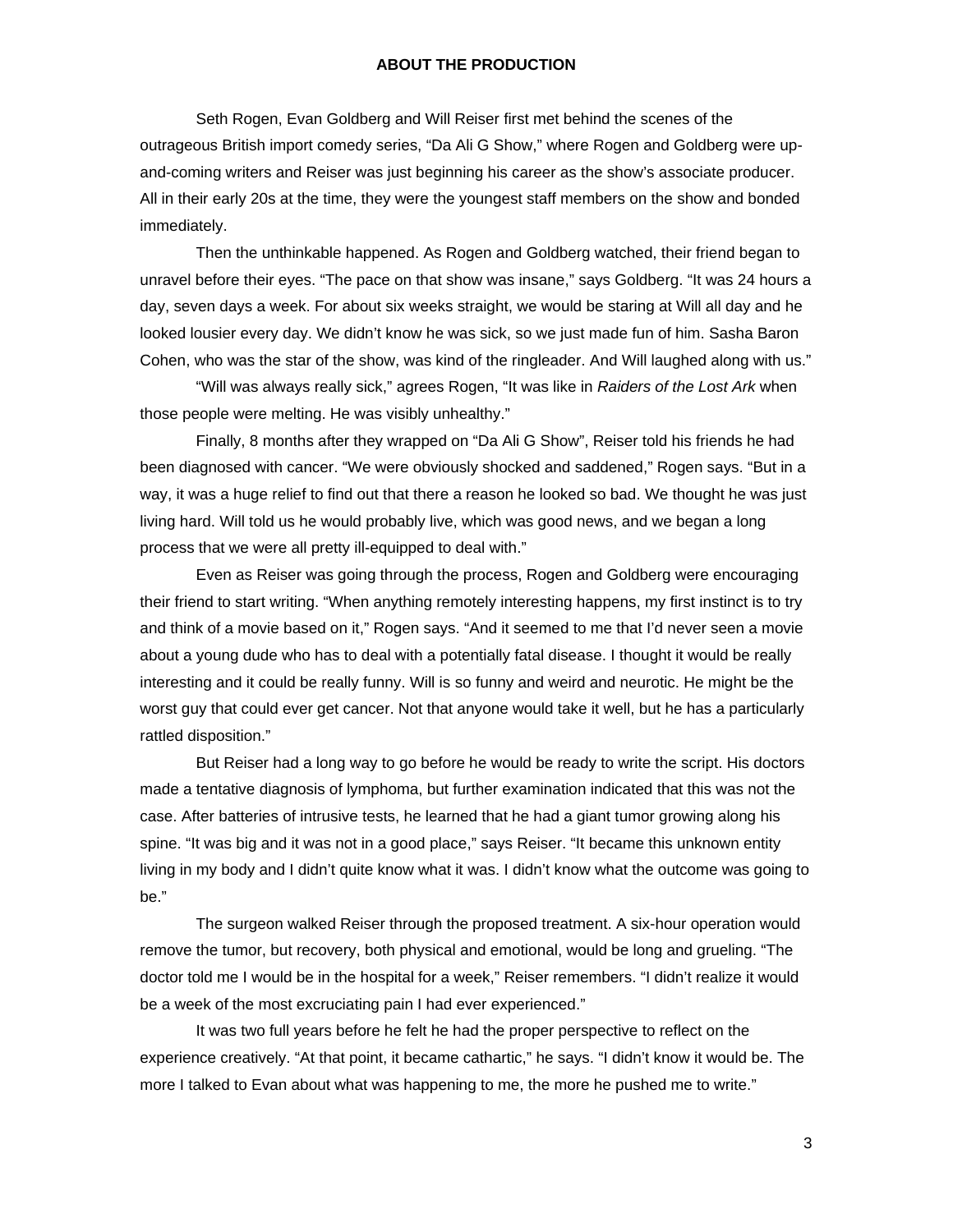## ABOUT THE PRODUCTION

Seth Rogen, Evan Goldberg and Will Reiser first met behind the scenes of the outrageous British import comedy series, "Da Ali G Show," where Rogen and Goldberg were up-and-coming writers and Reiser was just beginning his career as the show's associate producer. All in their early 20s at the time, they were the youngest staff members on the show and bonded immediately.

Then the unthinkable happened. As Rogen and Goldberg watched, their friend began to unravel before their eyes. "The pace on that show was insane," says Goldberg. "It was 24 hours a day, seven days a week. For about six weeks straight, we would be staring at Will all day and he looked lousier every day. We didn't know he was sick, so we just made fun of him. Sasha Baron Cohen, who was the star of the show, was kind of the ringleader. And Will laughed along with us."

"Will was always really sick," agrees Rogen, "It was like in *Raiders of the Lost Ark* when those people were melting. He was visibly unhealthy."

Finally, 8 months after they wrapped on "Da Ali G Show", Reiser told his friends he had been diagnosed with cancer. "We were obviously shocked and saddened," Rogen says. "But in a way, it was a huge relief to find out that there a reason he looked so bad. We thought he was just living hard. Will told us he would probably live, which was good news, and we began a long process that we were all pretty ill-equipped to deal with."

Even as Reiser was going through the process, Rogen and Goldberg were encouraging their friend to start writing. "When anything remotely interesting happens, my first instinct is to try and think of a movie based on it," Rogen says. "And it seemed to me that I'd never seen a movie about a young dude who has to deal with a potentially fatal disease. I thought it would be really interesting and it could be really funny. Will is so funny and weird and neurotic. He might be the worst guy that could ever get cancer. Not that anyone would take it well, but he has a particularly rattled disposition."

But Reiser had a long way to go before he would be ready to write the script. His doctors made a tentative diagnosis of lymphoma, but further examination indicated that this was not the case. After batteries of intrusive tests, he learned that he had a giant tumor growing along his spine. "It was big and it was not in a good place," says Reiser. "It became this unknown entity living in my body and I didn't quite know what it was. I didn't know what the outcome was going to be."

The surgeon walked Reiser through the proposed treatment. A six-hour operation would remove the tumor, but recovery, both physical and emotional, would be long and grueling. "The doctor told me I would be in the hospital for a week," Reiser remembers. "I didn't realize it would be a week of the most excruciating pain I had ever experienced."

It was two full years before he felt he had the proper perspective to reflect on the experience creatively. "At that point, it became cathartic," he says. "I didn't know it would be. The more I talked to Evan about what was happening to me, the more he pushed me to write."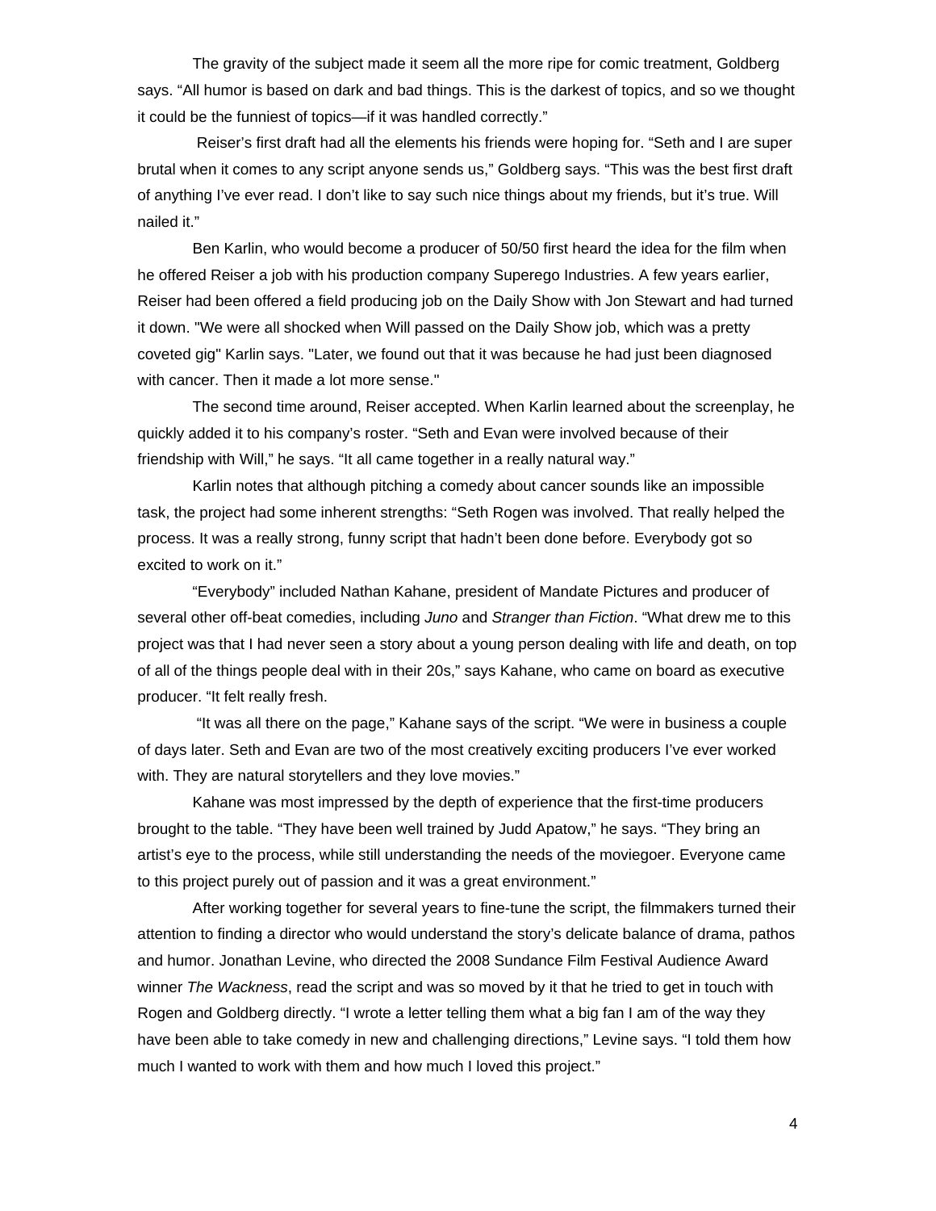The gravity of the subject made it seem all the more ripe for comic treatment, Goldberg says. "All humor is based on dark and bad things. This is the darkest of topics, and so we thought it could be the funniest of topics—if it was handled correctly."

Reiser's first draft had all the elements his friends were hoping for. "Seth and I are super brutal when it comes to any script anyone sends us," Goldberg says. "This was the best first draft of anything I've ever read. I don't like to say such nice things about my friends, but it's true. Will nailed it."

Ben Karlin, who would become a producer of 50/50 first heard the idea for the film when he offered Reiser a job with his production company Superego Industries. A few years earlier, Reiser had been offered a field producing job on the Daily Show with Jon Stewart and had turned it down. "We were all shocked when Will passed on the Daily Show job, which was a pretty coveted gig" Karlin says. "Later, we found out that it was because he had just been diagnosed with cancer. Then it made a lot more sense."

The second time around, Reiser accepted. When Karlin learned about the screenplay, he quickly added it to his company's roster. "Seth and Evan were involved because of their friendship with Will," he says. "It all came together in a really natural way."

Karlin notes that although pitching a comedy about cancer sounds like an impossible task, the project had some inherent strengths: "Seth Rogen was involved. That really helped the process. It was a really strong, funny script that hadn't been done before. Everybody got so excited to work on it."

"Everybody" included Nathan Kahane, president of Mandate Pictures and producer of several other off-beat comedies, including *Juno* and *Stranger than Fiction*. "What drew me to this project was that I had never seen a story about a young person dealing with life and death, on top of all of the things people deal with in their 20s," says Kahane, who came on board as executive producer. "It felt really fresh.

"It was all there on the page," Kahane says of the script. "We were in business a couple of days later. Seth and Evan are two of the most creatively exciting producers I've ever worked with. They are natural storytellers and they love movies."

Kahane was most impressed by the depth of experience that the first-time producers brought to the table. "They have been well trained by Judd Apatow," he says. "They bring an artist's eye to the process, while still understanding the needs of the moviegoer. Everyone came to this project purely out of passion and it was a great environment."

After working together for several years to fine-tune the script, the filmmakers turned their attention to finding a director who would understand the story's delicate balance of drama, pathos and humor. Jonathan Levine, who directed the 2008 Sundance Film Festival Audience Award winner *The Wackness*, read the script and was so moved by it that he tried to get in touch with Rogen and Goldberg directly. "I wrote a letter telling them what a big fan I am of the way they have been able to take comedy in new and challenging directions," Levine says. "I told them how much I wanted to work with them and how much I loved this project."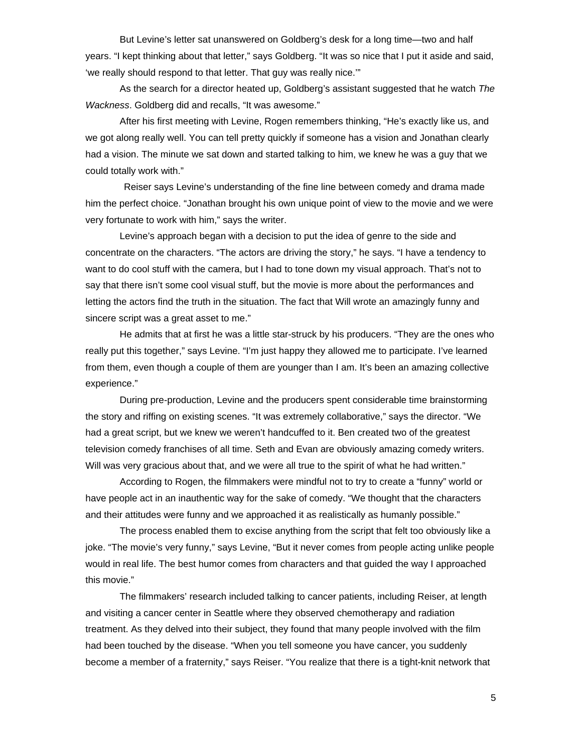But Levine's letter sat unanswered on Goldberg's desk for a long time—two and half years. "I kept thinking about that letter," says Goldberg. "It was so nice that I put it aside and said, 'we really should respond to that letter. That guy was really nice.'"

As the search for a director heated up, Goldberg's assistant suggested that he watch *The Wackness*. Goldberg did and recalls, "It was awesome."

After his first meeting with Levine, Rogen remembers thinking, "He's exactly like us, and we got along really well. You can tell pretty quickly if someone has a vision and Jonathan clearly had a vision. The minute we sat down and started talking to him, we knew he was a guy that we could totally work with."

Reiser says Levine's understanding of the fine line between comedy and drama made him the perfect choice. "Jonathan brought his own unique point of view to the movie and we were very fortunate to work with him," says the writer.

Levine's approach began with a decision to put the idea of genre to the side and concentrate on the characters. "The actors are driving the story," he says. "I have a tendency to want to do cool stuff with the camera, but I had to tone down my visual approach. That's not to say that there isn't some cool visual stuff, but the movie is more about the performances and letting the actors find the truth in the situation. The fact that Will wrote an amazingly funny and sincere script was a great asset to me."

He admits that at first he was a little star-struck by his producers. "They are the ones who really put this together," says Levine. "I'm just happy they allowed me to participate. I've learned from them, even though a couple of them are younger than I am. It's been an amazing collective experience."

During pre-production, Levine and the producers spent considerable time brainstorming the story and riffing on existing scenes. "It was extremely collaborative," says the director. "We had a great script, but we knew we weren't handcuffed to it. Ben created two of the greatest television comedy franchises of all time. Seth and Evan are obviously amazing comedy writers. Will was very gracious about that, and we were all true to the spirit of what he had written."

According to Rogen, the filmmakers were mindful not to try to create a "funny" world or have people act in an inauthentic way for the sake of comedy. "We thought that the characters and their attitudes were funny and we approached it as realistically as humanly possible."

The process enabled them to excise anything from the script that felt too obviously like a joke. "The movie's very funny," says Levine, "But it never comes from people acting unlike people would in real life. The best humor comes from characters and that guided the way I approached this movie."

The filmmakers' research included talking to cancer patients, including Reiser, at length and visiting a cancer center in Seattle where they observed chemotherapy and radiation treatment. As they delved into their subject, they found that many people involved with the film had been touched by the disease. "When you tell someone you have cancer, you suddenly become a member of a fraternity," says Reiser. "You realize that there is a tight-knit network that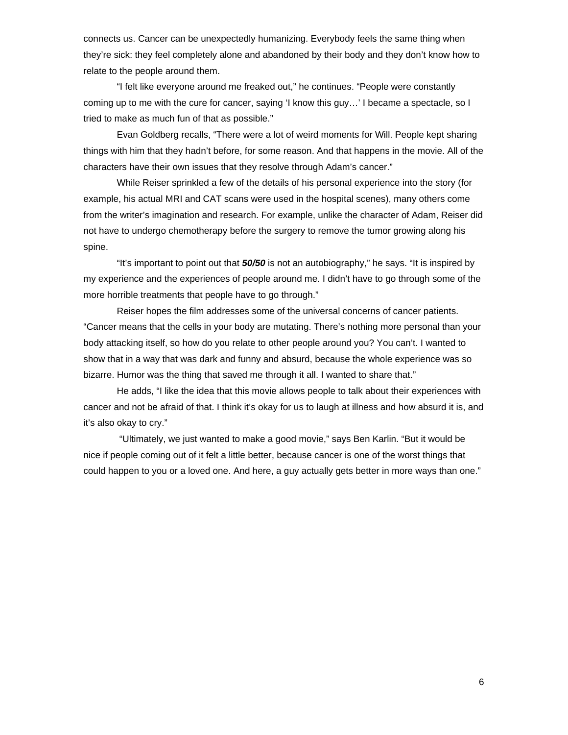connects us. Cancer can be unexpectedly humanizing. Everybody feels the same thing when they're sick: they feel completely alone and abandoned by their body and they don't know how to relate to the people around them.

"I felt like everyone around me freaked out," he continues. "People were constantly coming up to me with the cure for cancer, saying 'I know this guy…' I became a spectacle, so I tried to make as much fun of that as possible."

Evan Goldberg recalls, "There were a lot of weird moments for Will. People kept sharing things with him that they hadn't before, for some reason. And that happens in the movie. All of the characters have their own issues that they resolve through Adam's cancer."

While Reiser sprinkled a few of the details of his personal experience into the story (for example, his actual MRI and CAT scans were used in the hospital scenes), many others come from the writer's imagination and research. For example, unlike the character of Adam, Reiser did not have to undergo chemotherapy before the surgery to remove the tumor growing along his spine.

"It's important to point out that ***50/50*** is not an autobiography," he says. "It is inspired by my experience and the experiences of people around me. I didn't have to go through some of the more horrible treatments that people have to go through."

Reiser hopes the film addresses some of the universal concerns of cancer patients. "Cancer means that the cells in your body are mutating. There's nothing more personal than your body attacking itself, so how do you relate to other people around you? You can't. I wanted to show that in a way that was dark and funny and absurd, because the whole experience was so bizarre. Humor was the thing that saved me through it all. I wanted to share that."

He adds, "I like the idea that this movie allows people to talk about their experiences with cancer and not be afraid of that. I think it's okay for us to laugh at illness and how absurd it is, and it's also okay to cry."

"Ultimately, we just wanted to make a good movie," says Ben Karlin. "But it would be nice if people coming out of it felt a little better, because cancer is one of the worst things that could happen to you or a loved one. And here, a guy actually gets better in more ways than one."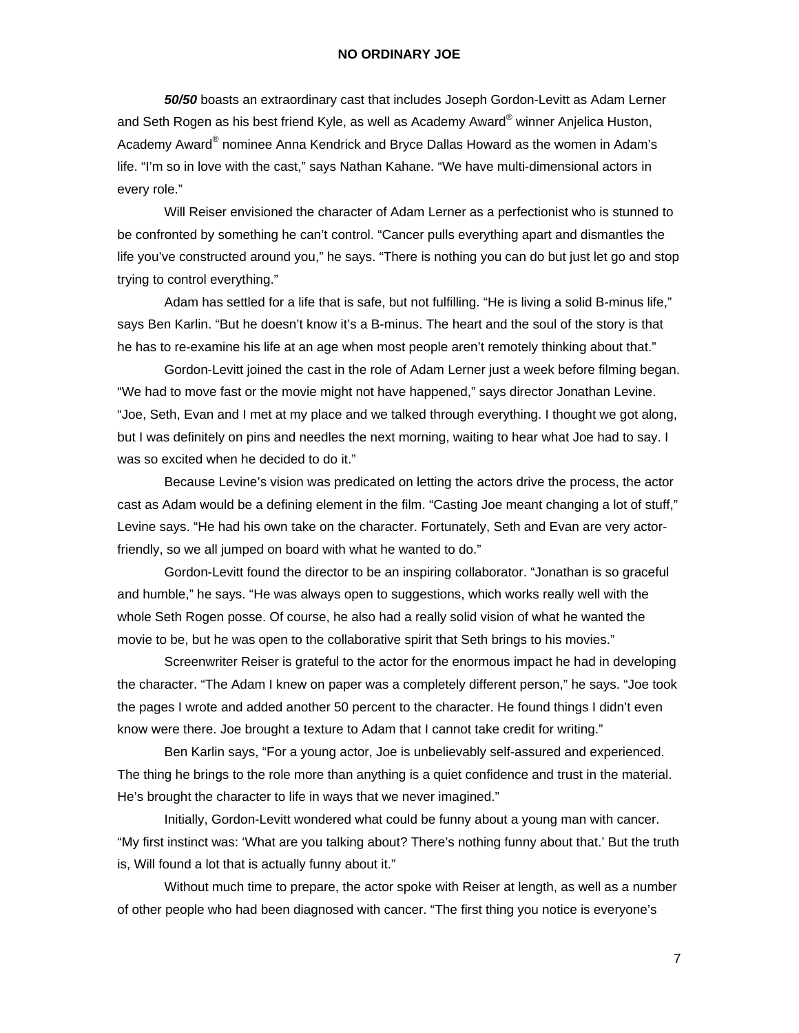## NO ORDINARY JOE

***50/50*** boasts an extraordinary cast that includes Joseph Gordon-Levitt as Adam Lerner and Seth Rogen as his best friend Kyle, as well as Academy Award® winner Anjelica Huston, Academy Award® nominee Anna Kendrick and Bryce Dallas Howard as the women in Adam's life. "I'm so in love with the cast," says Nathan Kahane. "We have multi-dimensional actors in every role."

Will Reiser envisioned the character of Adam Lerner as a perfectionist who is stunned to be confronted by something he can't control. "Cancer pulls everything apart and dismantles the life you've constructed around you," he says. "There is nothing you can do but just let go and stop trying to control everything."

Adam has settled for a life that is safe, but not fulfilling. "He is living a solid B-minus life," says Ben Karlin. "But he doesn't know it's a B-minus. The heart and the soul of the story is that he has to re-examine his life at an age when most people aren't remotely thinking about that."

Gordon-Levitt joined the cast in the role of Adam Lerner just a week before filming began. "We had to move fast or the movie might not have happened," says director Jonathan Levine. "Joe, Seth, Evan and I met at my place and we talked through everything. I thought we got along, but I was definitely on pins and needles the next morning, waiting to hear what Joe had to say. I was so excited when he decided to do it."

Because Levine's vision was predicated on letting the actors drive the process, the actor cast as Adam would be a defining element in the film. "Casting Joe meant changing a lot of stuff," Levine says. "He had his own take on the character. Fortunately, Seth and Evan are very actor-friendly, so we all jumped on board with what he wanted to do."

Gordon-Levitt found the director to be an inspiring collaborator. "Jonathan is so graceful and humble," he says. "He was always open to suggestions, which works really well with the whole Seth Rogen posse. Of course, he also had a really solid vision of what he wanted the movie to be, but he was open to the collaborative spirit that Seth brings to his movies."

Screenwriter Reiser is grateful to the actor for the enormous impact he had in developing the character. "The Adam I knew on paper was a completely different person," he says. "Joe took the pages I wrote and added another 50 percent to the character. He found things I didn't even know were there. Joe brought a texture to Adam that I cannot take credit for writing."

Ben Karlin says, "For a young actor, Joe is unbelievably self-assured and experienced. The thing he brings to the role more than anything is a quiet confidence and trust in the material. He's brought the character to life in ways that we never imagined."

Initially, Gordon-Levitt wondered what could be funny about a young man with cancer. "My first instinct was: 'What are you talking about? There's nothing funny about that.' But the truth is, Will found a lot that is actually funny about it."

Without much time to prepare, the actor spoke with Reiser at length, as well as a number of other people who had been diagnosed with cancer. "The first thing you notice is everyone's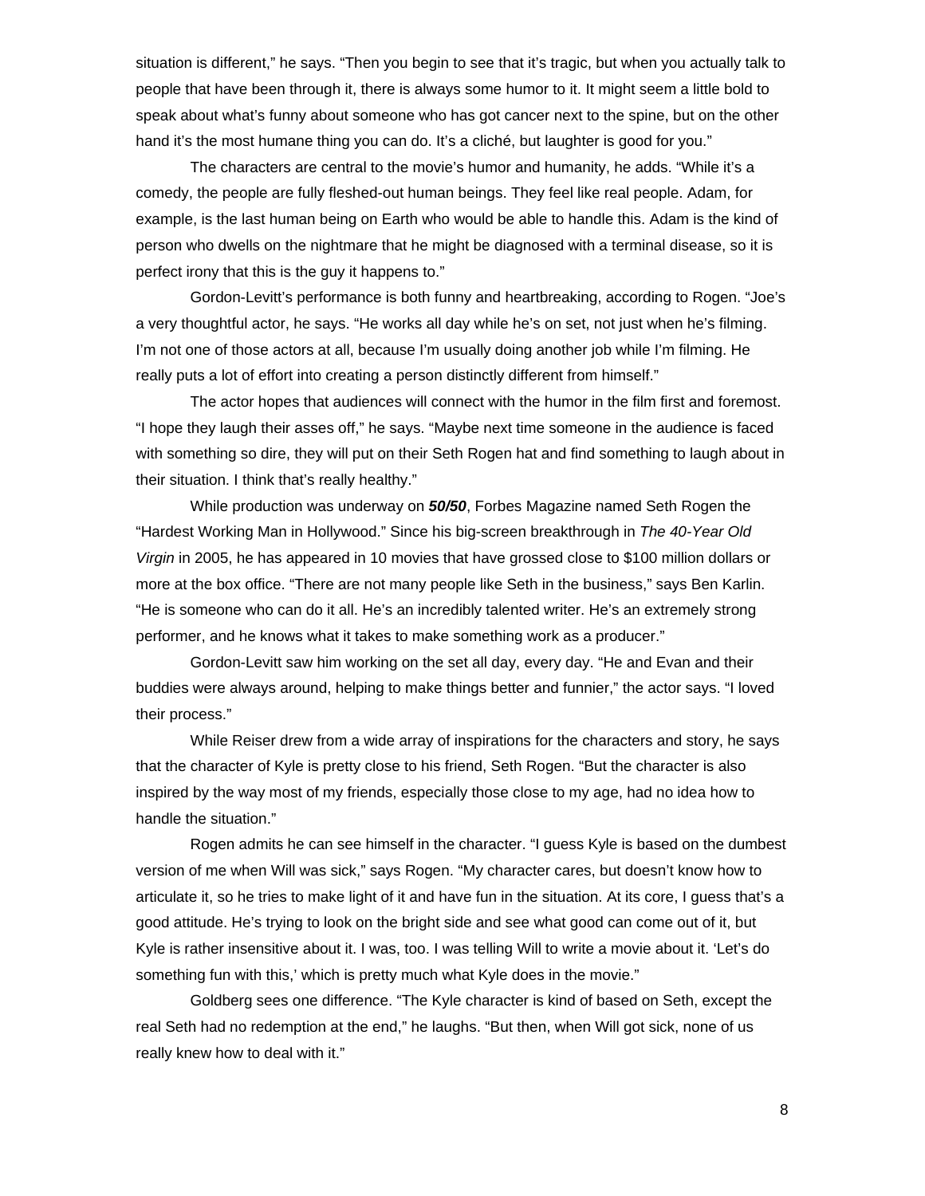situation is different," he says. "Then you begin to see that it's tragic, but when you actually talk to people that have been through it, there is always some humor to it. It might seem a little bold to speak about what's funny about someone who has got cancer next to the spine, but on the other hand it's the most humane thing you can do. It's a cliché, but laughter is good for you."

The characters are central to the movie's humor and humanity, he adds. "While it's a comedy, the people are fully fleshed-out human beings. They feel like real people. Adam, for example, is the last human being on Earth who would be able to handle this. Adam is the kind of person who dwells on the nightmare that he might be diagnosed with a terminal disease, so it is perfect irony that this is the guy it happens to."

Gordon-Levitt's performance is both funny and heartbreaking, according to Rogen. "Joe's a very thoughtful actor, he says. "He works all day while he's on set, not just when he's filming. I'm not one of those actors at all, because I'm usually doing another job while I'm filming. He really puts a lot of effort into creating a person distinctly different from himself."

The actor hopes that audiences will connect with the humor in the film first and foremost. "I hope they laugh their asses off," he says. "Maybe next time someone in the audience is faced with something so dire, they will put on their Seth Rogen hat and find something to laugh about in their situation. I think that's really healthy."

While production was underway on ***50/50***, Forbes Magazine named Seth Rogen the "Hardest Working Man in Hollywood." Since his big-screen breakthrough in *The 40-Year Old Virgin* in 2005, he has appeared in 10 movies that have grossed close to $100 million dollars or more at the box office. "There are not many people like Seth in the business," says Ben Karlin. "He is someone who can do it all. He's an incredibly talented writer. He's an extremely strong performer, and he knows what it takes to make something work as a producer."

Gordon-Levitt saw him working on the set all day, every day. "He and Evan and their buddies were always around, helping to make things better and funnier," the actor says. "I loved their process."

While Reiser drew from a wide array of inspirations for the characters and story, he says that the character of Kyle is pretty close to his friend, Seth Rogen. "But the character is also inspired by the way most of my friends, especially those close to my age, had no idea how to handle the situation."

Rogen admits he can see himself in the character. "I guess Kyle is based on the dumbest version of me when Will was sick," says Rogen. "My character cares, but doesn't know how to articulate it, so he tries to make light of it and have fun in the situation. At its core, I guess that's a good attitude. He's trying to look on the bright side and see what good can come out of it, but Kyle is rather insensitive about it. I was, too. I was telling Will to write a movie about it. 'Let's do something fun with this,' which is pretty much what Kyle does in the movie."

Goldberg sees one difference. "The Kyle character is kind of based on Seth, except the real Seth had no redemption at the end," he laughs. "But then, when Will got sick, none of us really knew how to deal with it."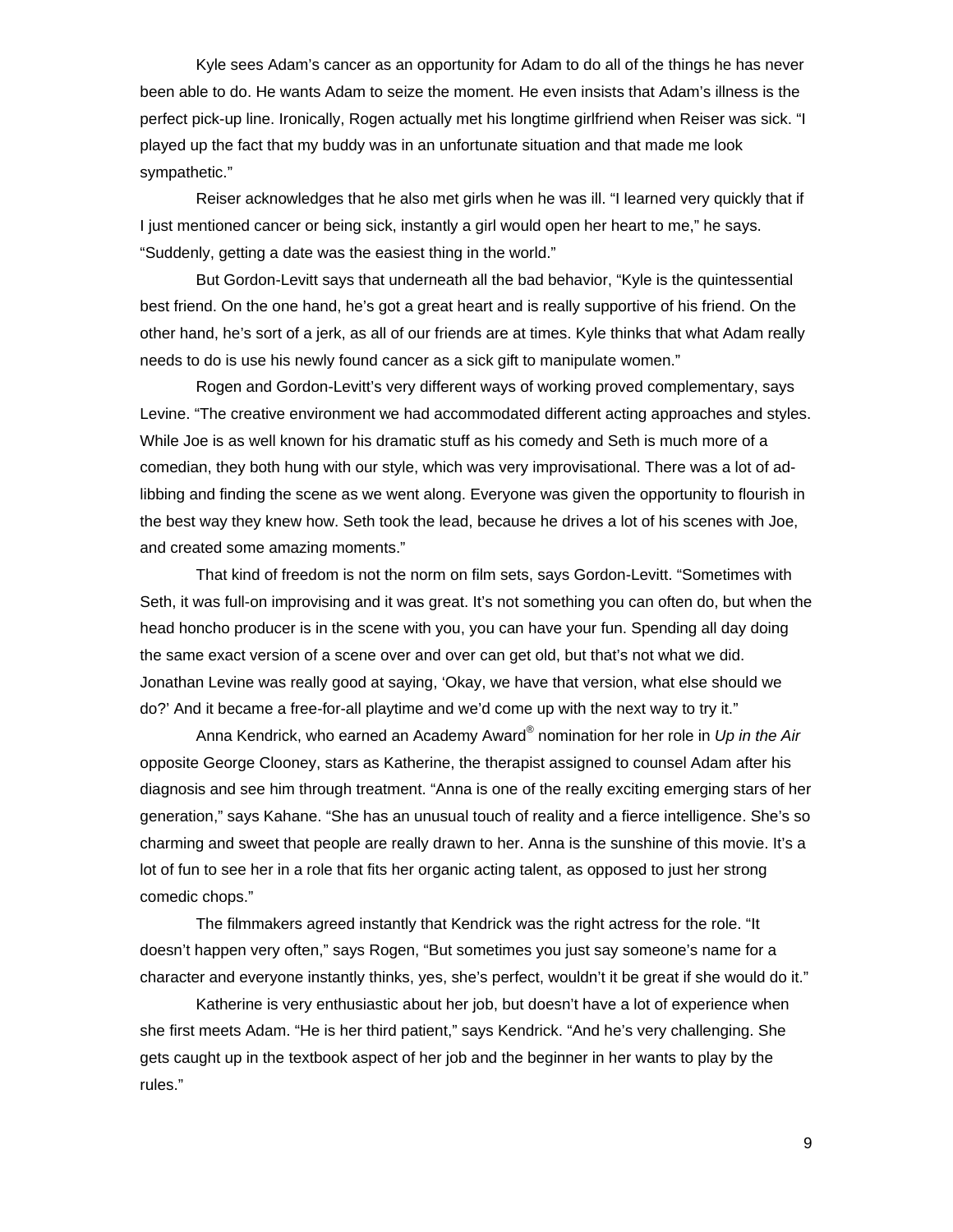Kyle sees Adam's cancer as an opportunity for Adam to do all of the things he has never been able to do. He wants Adam to seize the moment. He even insists that Adam's illness is the perfect pick-up line. Ironically, Rogen actually met his longtime girlfriend when Reiser was sick. "I played up the fact that my buddy was in an unfortunate situation and that made me look sympathetic."

Reiser acknowledges that he also met girls when he was ill. "I learned very quickly that if I just mentioned cancer or being sick, instantly a girl would open her heart to me," he says. "Suddenly, getting a date was the easiest thing in the world."

But Gordon-Levitt says that underneath all the bad behavior, "Kyle is the quintessential best friend. On the one hand, he's got a great heart and is really supportive of his friend. On the other hand, he's sort of a jerk, as all of our friends are at times. Kyle thinks that what Adam really needs to do is use his newly found cancer as a sick gift to manipulate women."

Rogen and Gordon-Levitt's very different ways of working proved complementary, says Levine. "The creative environment we had accommodated different acting approaches and styles. While Joe is as well known for his dramatic stuff as his comedy and Seth is much more of a comedian, they both hung with our style, which was very improvisational. There was a lot of ad-libbing and finding the scene as we went along. Everyone was given the opportunity to flourish in the best way they knew how. Seth took the lead, because he drives a lot of his scenes with Joe, and created some amazing moments."

That kind of freedom is not the norm on film sets, says Gordon-Levitt. "Sometimes with Seth, it was full-on improvising and it was great. It's not something you can often do, but when the head honcho producer is in the scene with you, you can have your fun. Spending all day doing the same exact version of a scene over and over can get old, but that's not what we did. Jonathan Levine was really good at saying, 'Okay, we have that version, what else should we do?' And it became a free-for-all playtime and we'd come up with the next way to try it."

Anna Kendrick, who earned an Academy Award® nomination for her role in *Up in the Air* opposite George Clooney, stars as Katherine, the therapist assigned to counsel Adam after his diagnosis and see him through treatment. "Anna is one of the really exciting emerging stars of her generation," says Kahane. "She has an unusual touch of reality and a fierce intelligence. She's so charming and sweet that people are really drawn to her. Anna is the sunshine of this movie. It's a lot of fun to see her in a role that fits her organic acting talent, as opposed to just her strong comedic chops."

The filmmakers agreed instantly that Kendrick was the right actress for the role. "It doesn't happen very often," says Rogen, "But sometimes you just say someone's name for a character and everyone instantly thinks, yes, she's perfect, wouldn't it be great if she would do it."

Katherine is very enthusiastic about her job, but doesn't have a lot of experience when she first meets Adam. "He is her third patient," says Kendrick. "And he's very challenging. She gets caught up in the textbook aspect of her job and the beginner in her wants to play by the rules."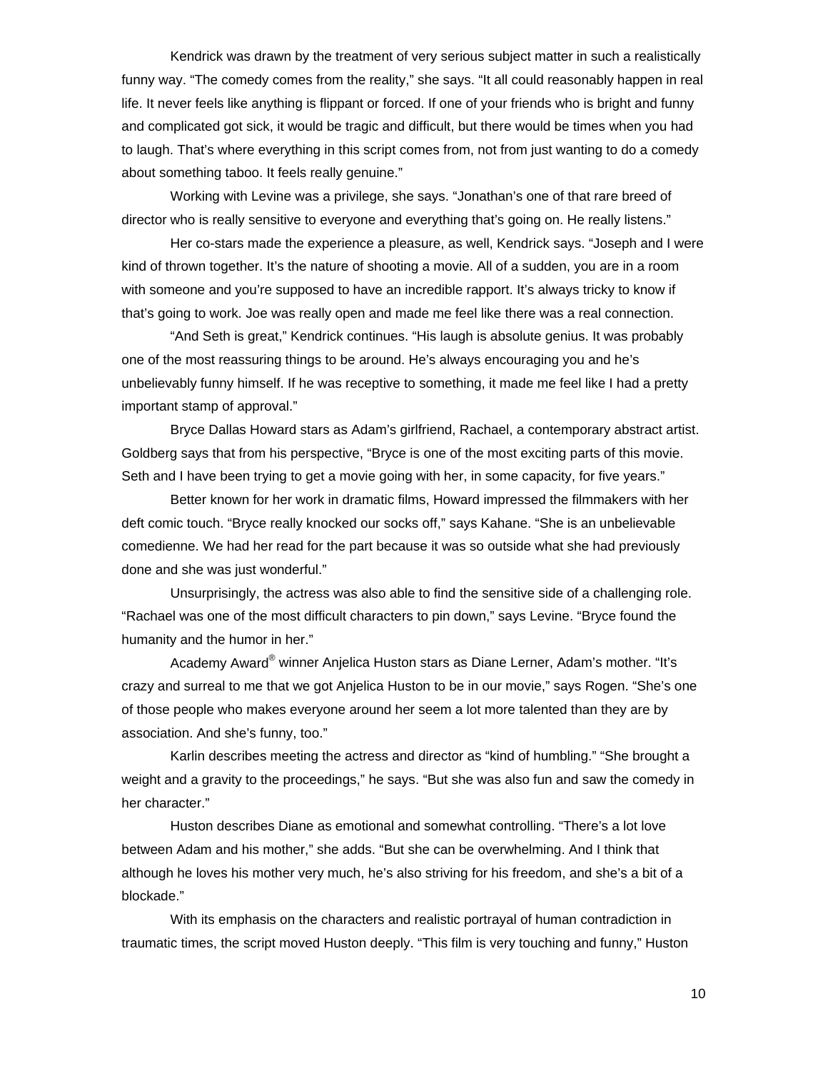Kendrick was drawn by the treatment of very serious subject matter in such a realistically funny way. "The comedy comes from the reality," she says. "It all could reasonably happen in real life. It never feels like anything is flippant or forced. If one of your friends who is bright and funny and complicated got sick, it would be tragic and difficult, but there would be times when you had to laugh. That's where everything in this script comes from, not from just wanting to do a comedy about something taboo. It feels really genuine."

Working with Levine was a privilege, she says. "Jonathan's one of that rare breed of director who is really sensitive to everyone and everything that's going on. He really listens."

Her co-stars made the experience a pleasure, as well, Kendrick says. "Joseph and I were kind of thrown together. It's the nature of shooting a movie. All of a sudden, you are in a room with someone and you're supposed to have an incredible rapport. It's always tricky to know if that's going to work. Joe was really open and made me feel like there was a real connection.

"And Seth is great," Kendrick continues. "His laugh is absolute genius. It was probably one of the most reassuring things to be around. He's always encouraging you and he's unbelievably funny himself. If he was receptive to something, it made me feel like I had a pretty important stamp of approval."

Bryce Dallas Howard stars as Adam's girlfriend, Rachael, a contemporary abstract artist. Goldberg says that from his perspective, "Bryce is one of the most exciting parts of this movie. Seth and I have been trying to get a movie going with her, in some capacity, for five years."

Better known for her work in dramatic films, Howard impressed the filmmakers with her deft comic touch. "Bryce really knocked our socks off," says Kahane. "She is an unbelievable comedienne. We had her read for the part because it was so outside what she had previously done and she was just wonderful."

Unsurprisingly, the actress was also able to find the sensitive side of a challenging role. "Rachael was one of the most difficult characters to pin down," says Levine. "Bryce found the humanity and the humor in her."

Academy Award® winner Anjelica Huston stars as Diane Lerner, Adam's mother. "It's crazy and surreal to me that we got Anjelica Huston to be in our movie," says Rogen. "She's one of those people who makes everyone around her seem a lot more talented than they are by association. And she's funny, too."

Karlin describes meeting the actress and director as "kind of humbling." "She brought a weight and a gravity to the proceedings," he says. "But she was also fun and saw the comedy in her character."

Huston describes Diane as emotional and somewhat controlling. "There's a lot love between Adam and his mother," she adds. "But she can be overwhelming. And I think that although he loves his mother very much, he's also striving for his freedom, and she's a bit of a blockade."

With its emphasis on the characters and realistic portrayal of human contradiction in traumatic times, the script moved Huston deeply. "This film is very touching and funny," Huston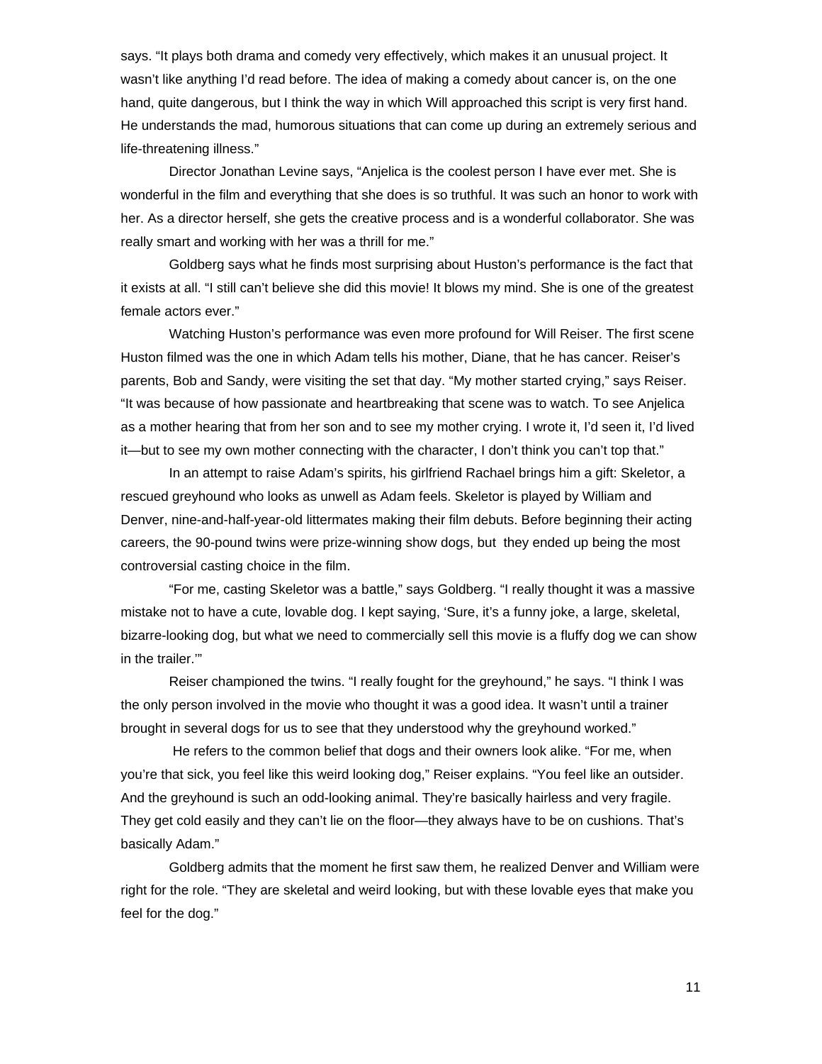says. "It plays both drama and comedy very effectively, which makes it an unusual project. It wasn't like anything I'd read before. The idea of making a comedy about cancer is, on the one hand, quite dangerous, but I think the way in which Will approached this script is very first hand. He understands the mad, humorous situations that can come up during an extremely serious and life-threatening illness."

Director Jonathan Levine says, "Anjelica is the coolest person I have ever met. She is wonderful in the film and everything that she does is so truthful. It was such an honor to work with her. As a director herself, she gets the creative process and is a wonderful collaborator. She was really smart and working with her was a thrill for me."

Goldberg says what he finds most surprising about Huston's performance is the fact that it exists at all. "I still can't believe she did this movie! It blows my mind. She is one of the greatest female actors ever."

Watching Huston's performance was even more profound for Will Reiser. The first scene Huston filmed was the one in which Adam tells his mother, Diane, that he has cancer. Reiser's parents, Bob and Sandy, were visiting the set that day. "My mother started crying," says Reiser. "It was because of how passionate and heartbreaking that scene was to watch. To see Anjelica as a mother hearing that from her son and to see my mother crying. I wrote it, I'd seen it, I'd lived it—but to see my own mother connecting with the character, I don't think you can't top that."

In an attempt to raise Adam's spirits, his girlfriend Rachael brings him a gift: Skeletor, a rescued greyhound who looks as unwell as Adam feels. Skeletor is played by William and Denver, nine-and-half-year-old littermates making their film debuts. Before beginning their acting careers, the 90-pound twins were prize-winning show dogs, but they ended up being the most controversial casting choice in the film.

"For me, casting Skeletor was a battle," says Goldberg. "I really thought it was a massive mistake not to have a cute, lovable dog. I kept saying, 'Sure, it's a funny joke, a large, skeletal, bizarre-looking dog, but what we need to commercially sell this movie is a fluffy dog we can show in the trailer.'"

Reiser championed the twins. "I really fought for the greyhound," he says. "I think I was the only person involved in the movie who thought it was a good idea. It wasn't until a trainer brought in several dogs for us to see that they understood why the greyhound worked."

He refers to the common belief that dogs and their owners look alike. "For me, when you're that sick, you feel like this weird looking dog," Reiser explains. "You feel like an outsider. And the greyhound is such an odd-looking animal. They're basically hairless and very fragile. They get cold easily and they can't lie on the floor—they always have to be on cushions. That's basically Adam."

Goldberg admits that the moment he first saw them, he realized Denver and William were right for the role. "They are skeletal and weird looking, but with these lovable eyes that make you feel for the dog."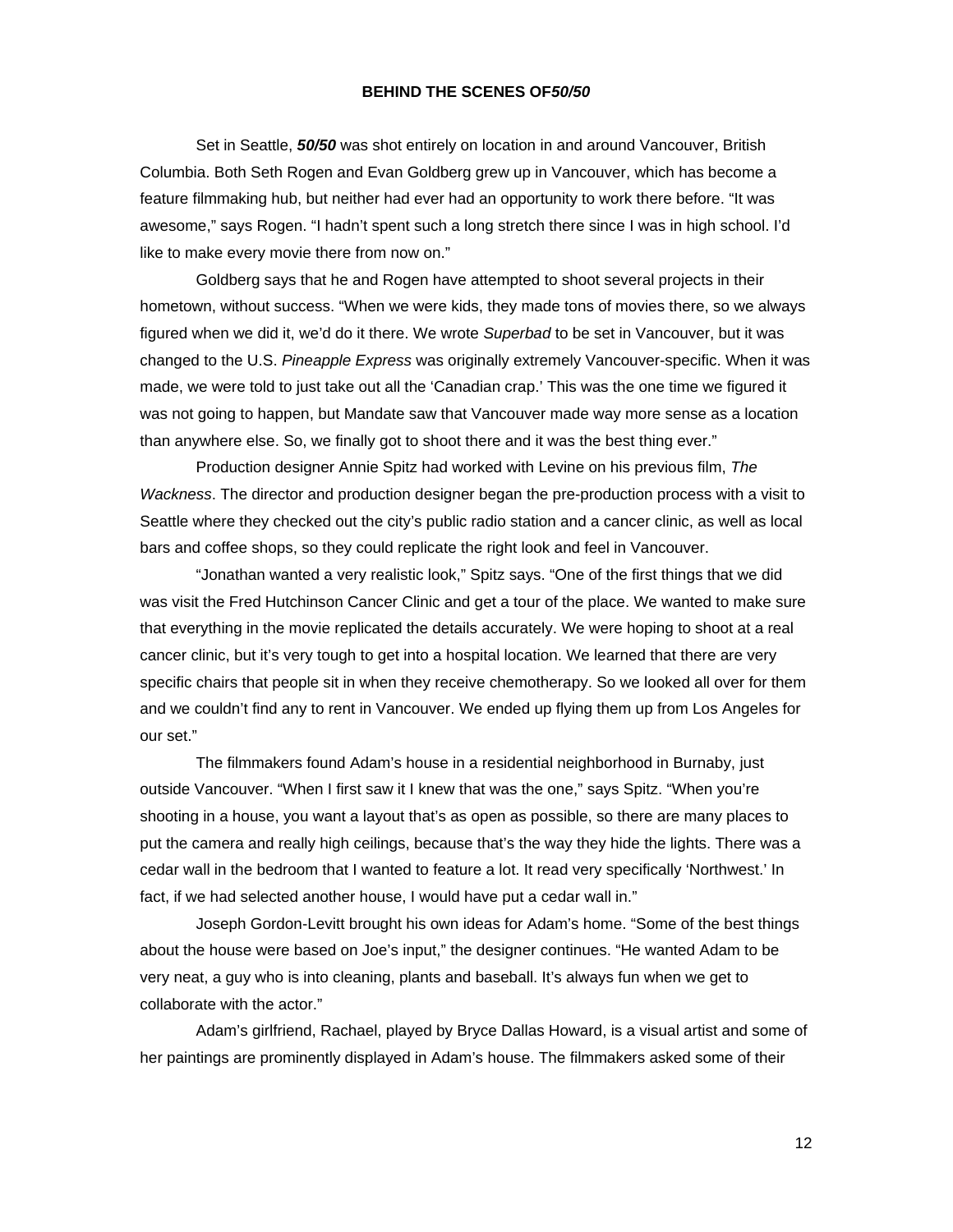## BEHIND THE SCENES OF *50/50*

Set in Seattle, ***50/50*** was shot entirely on location in and around Vancouver, British Columbia. Both Seth Rogen and Evan Goldberg grew up in Vancouver, which has become a feature filmmaking hub, but neither had ever had an opportunity to work there before. "It was awesome," says Rogen. "I hadn't spent such a long stretch there since I was in high school. I'd like to make every movie there from now on."

Goldberg says that he and Rogen have attempted to shoot several projects in their hometown, without success. "When we were kids, they made tons of movies there, so we always figured when we did it, we'd do it there. We wrote *Superbad* to be set in Vancouver, but it was changed to the U.S. *Pineapple Express* was originally extremely Vancouver-specific. When it was made, we were told to just take out all the 'Canadian crap.' This was the one time we figured it was not going to happen, but Mandate saw that Vancouver made way more sense as a location than anywhere else. So, we finally got to shoot there and it was the best thing ever."

Production designer Annie Spitz had worked with Levine on his previous film, *The Wackness*. The director and production designer began the pre-production process with a visit to Seattle where they checked out the city's public radio station and a cancer clinic, as well as local bars and coffee shops, so they could replicate the right look and feel in Vancouver.

"Jonathan wanted a very realistic look," Spitz says. "One of the first things that we did was visit the Fred Hutchinson Cancer Clinic and get a tour of the place. We wanted to make sure that everything in the movie replicated the details accurately. We were hoping to shoot at a real cancer clinic, but it's very tough to get into a hospital location. We learned that there are very specific chairs that people sit in when they receive chemotherapy. So we looked all over for them and we couldn't find any to rent in Vancouver. We ended up flying them up from Los Angeles for our set."

The filmmakers found Adam's house in a residential neighborhood in Burnaby, just outside Vancouver. "When I first saw it I knew that was the one," says Spitz. "When you're shooting in a house, you want a layout that's as open as possible, so there are many places to put the camera and really high ceilings, because that's the way they hide the lights. There was a cedar wall in the bedroom that I wanted to feature a lot. It read very specifically 'Northwest.' In fact, if we had selected another house, I would have put a cedar wall in."

Joseph Gordon-Levitt brought his own ideas for Adam's home. "Some of the best things about the house were based on Joe's input," the designer continues. "He wanted Adam to be very neat, a guy who is into cleaning, plants and baseball. It's always fun when we get to collaborate with the actor."

Adam's girlfriend, Rachael, played by Bryce Dallas Howard, is a visual artist and some of her paintings are prominently displayed in Adam's house. The filmmakers asked some of their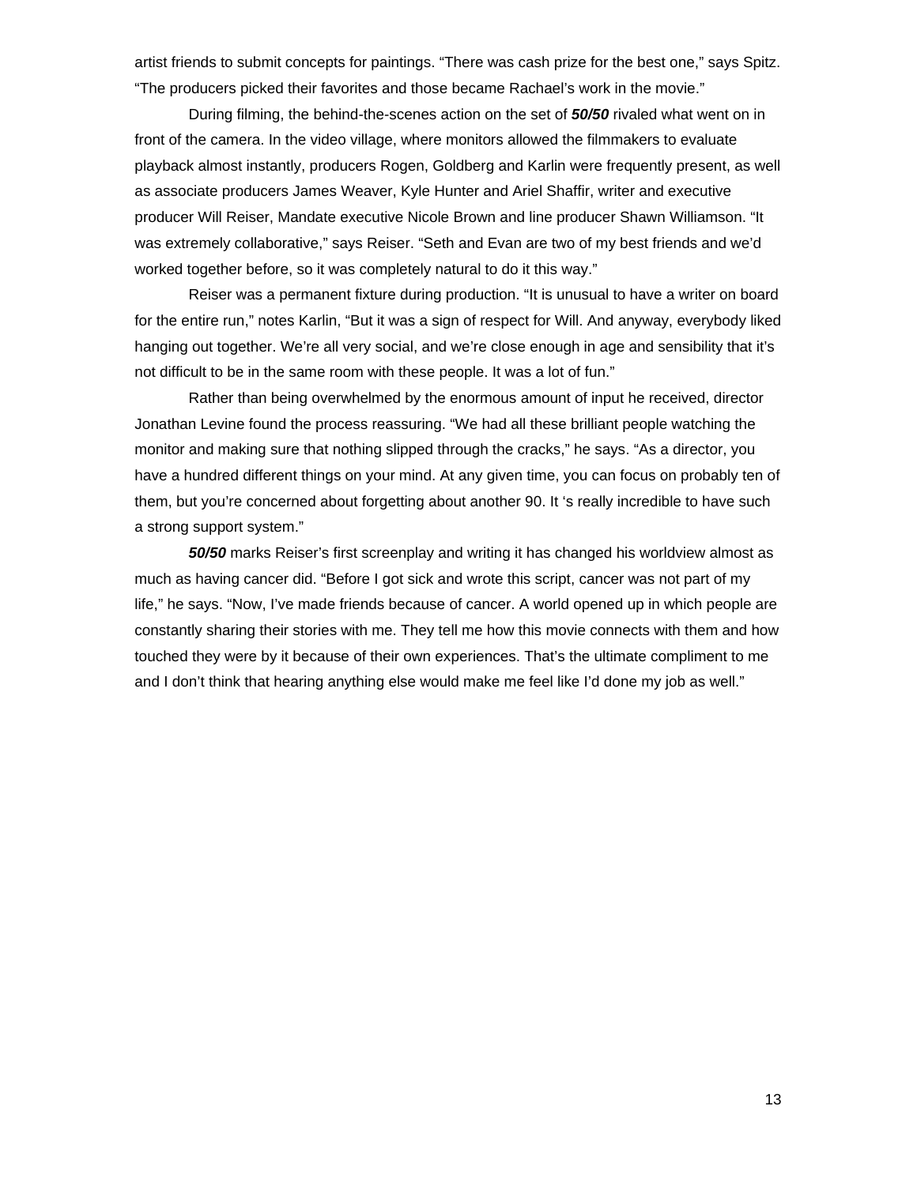artist friends to submit concepts for paintings. "There was cash prize for the best one," says Spitz. "The producers picked their favorites and those became Rachael's work in the movie."

During filming, the behind-the-scenes action on the set of ***50/50*** rivaled what went on in front of the camera. In the video village, where monitors allowed the filmmakers to evaluate playback almost instantly, producers Rogen, Goldberg and Karlin were frequently present, as well as associate producers James Weaver, Kyle Hunter and Ariel Shaffir, writer and executive producer Will Reiser, Mandate executive Nicole Brown and line producer Shawn Williamson. "It was extremely collaborative," says Reiser. "Seth and Evan are two of my best friends and we'd worked together before, so it was completely natural to do it this way."

Reiser was a permanent fixture during production. "It is unusual to have a writer on board for the entire run," notes Karlin, "But it was a sign of respect for Will. And anyway, everybody liked hanging out together. We're all very social, and we're close enough in age and sensibility that it's not difficult to be in the same room with these people. It was a lot of fun."

Rather than being overwhelmed by the enormous amount of input he received, director Jonathan Levine found the process reassuring. "We had all these brilliant people watching the monitor and making sure that nothing slipped through the cracks," he says. "As a director, you have a hundred different things on your mind. At any given time, you can focus on probably ten of them, but you're concerned about forgetting about another 90. It 's really incredible to have such a strong support system."

***50/50*** marks Reiser's first screenplay and writing it has changed his worldview almost as much as having cancer did. "Before I got sick and wrote this script, cancer was not part of my life," he says. "Now, I've made friends because of cancer. A world opened up in which people are constantly sharing their stories with me. They tell me how this movie connects with them and how touched they were by it because of their own experiences. That's the ultimate compliment to me and I don't think that hearing anything else would make me feel like I'd done my job as well."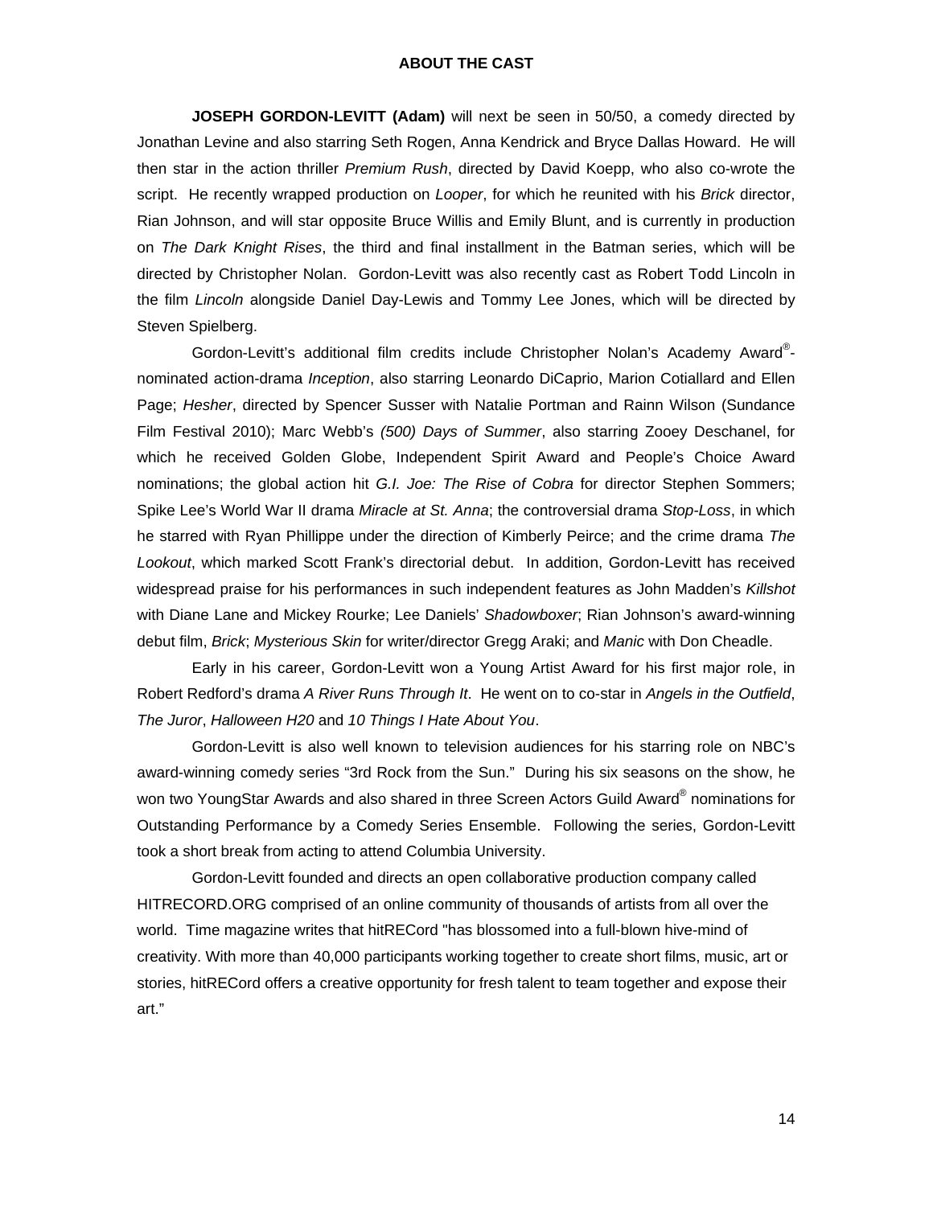## ABOUT THE CAST

**JOSEPH GORDON-LEVITT (Adam)** will next be seen in 50/50, a comedy directed by Jonathan Levine and also starring Seth Rogen, Anna Kendrick and Bryce Dallas Howard. He will then star in the action thriller *Premium Rush*, directed by David Koepp, who also co-wrote the script. He recently wrapped production on *Looper*, for which he reunited with his *Brick* director, Rian Johnson, and will star opposite Bruce Willis and Emily Blunt, and is currently in production on *The Dark Knight Rises*, the third and final installment in the Batman series, which will be directed by Christopher Nolan. Gordon-Levitt was also recently cast as Robert Todd Lincoln in the film *Lincoln* alongside Daniel Day-Lewis and Tommy Lee Jones, which will be directed by Steven Spielberg.

Gordon-Levitt's additional film credits include Christopher Nolan's Academy Award®-nominated action-drama *Inception*, also starring Leonardo DiCaprio, Marion Cotiallard and Ellen Page; *Hesher*, directed by Spencer Susser with Natalie Portman and Rainn Wilson (Sundance Film Festival 2010); Marc Webb's *(500) Days of Summer*, also starring Zooey Deschanel, for which he received Golden Globe, Independent Spirit Award and People's Choice Award nominations; the global action hit *G.I. Joe: The Rise of Cobra* for director Stephen Sommers; Spike Lee's World War II drama *Miracle at St. Anna*; the controversial drama *Stop-Loss*, in which he starred with Ryan Phillippe under the direction of Kimberly Peirce; and the crime drama *The Lookout*, which marked Scott Frank's directorial debut. In addition, Gordon-Levitt has received widespread praise for his performances in such independent features as John Madden's *Killshot* with Diane Lane and Mickey Rourke; Lee Daniels' *Shadowboxer*; Rian Johnson's award-winning debut film, *Brick*; *Mysterious Skin* for writer/director Gregg Araki; and *Manic* with Don Cheadle.

Early in his career, Gordon-Levitt won a Young Artist Award for his first major role, in Robert Redford's drama *A River Runs Through It*. He went on to co-star in *Angels in the Outfield*, *The Juror*, *Halloween H20* and *10 Things I Hate About You*.

Gordon-Levitt is also well known to television audiences for his starring role on NBC's award-winning comedy series "3rd Rock from the Sun." During his six seasons on the show, he won two YoungStar Awards and also shared in three Screen Actors Guild Award® nominations for Outstanding Performance by a Comedy Series Ensemble. Following the series, Gordon-Levitt took a short break from acting to attend Columbia University.

Gordon-Levitt founded and directs an open collaborative production company called HITRECORD.ORG comprised of an online community of thousands of artists from all over the world. Time magazine writes that hitRECord "has blossomed into a full-blown hive-mind of creativity. With more than 40,000 participants working together to create short films, music, art or stories, hitRECord offers a creative opportunity for fresh talent to team together and expose their art."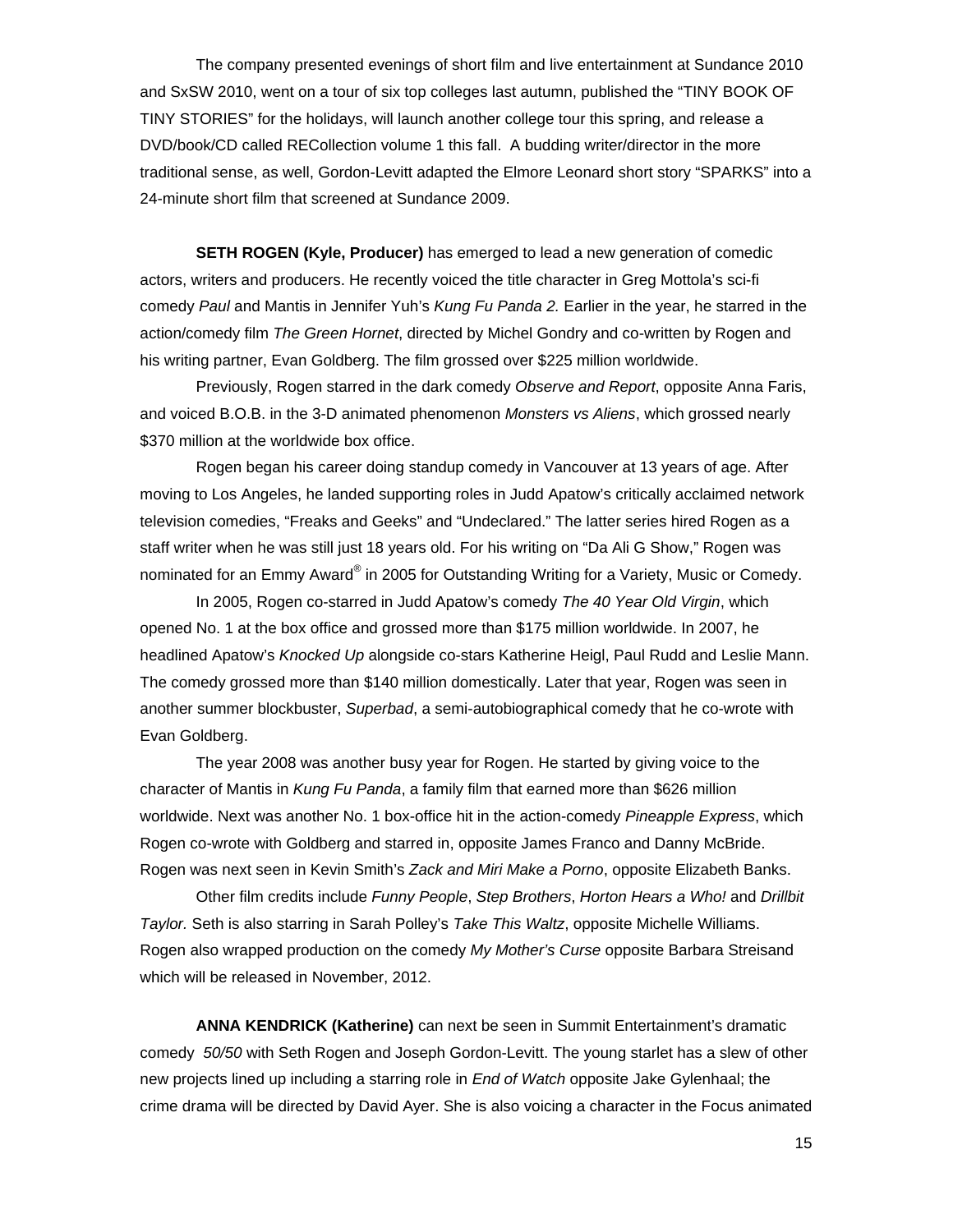The company presented evenings of short film and live entertainment at Sundance 2010 and SxSW 2010, went on a tour of six top colleges last autumn, published the "TINY BOOK OF TINY STORIES" for the holidays, will launch another college tour this spring, and release a DVD/book/CD called RECollection volume 1 this fall. A budding writer/director in the more traditional sense, as well, Gordon-Levitt adapted the Elmore Leonard short story "SPARKS" into a 24-minute short film that screened at Sundance 2009.

**SETH ROGEN (Kyle, Producer)** has emerged to lead a new generation of comedic actors, writers and producers. He recently voiced the title character in Greg Mottola's sci-fi comedy *Paul* and Mantis in Jennifer Yuh's *Kung Fu Panda 2.* Earlier in the year, he starred in the action/comedy film *The Green Hornet*, directed by Michel Gondry and co-written by Rogen and his writing partner, Evan Goldberg. The film grossed over $225 million worldwide.

Previously, Rogen starred in the dark comedy *Observe and Report*, opposite Anna Faris, and voiced B.O.B. in the 3-D animated phenomenon *Monsters vs Aliens*, which grossed nearly $370 million at the worldwide box office.

Rogen began his career doing standup comedy in Vancouver at 13 years of age. After moving to Los Angeles, he landed supporting roles in Judd Apatow's critically acclaimed network television comedies, "Freaks and Geeks" and "Undeclared." The latter series hired Rogen as a staff writer when he was still just 18 years old. For his writing on "Da Ali G Show," Rogen was nominated for an Emmy Award® in 2005 for Outstanding Writing for a Variety, Music or Comedy.

In 2005, Rogen co-starred in Judd Apatow's comedy *The 40 Year Old Virgin*, which opened No. 1 at the box office and grossed more than $175 million worldwide. In 2007, he headlined Apatow's *Knocked Up* alongside co-stars Katherine Heigl, Paul Rudd and Leslie Mann. The comedy grossed more than $140 million domestically. Later that year, Rogen was seen in another summer blockbuster, *Superbad*, a semi-autobiographical comedy that he co-wrote with Evan Goldberg.

The year 2008 was another busy year for Rogen. He started by giving voice to the character of Mantis in *Kung Fu Panda*, a family film that earned more than $626 million worldwide. Next was another No. 1 box-office hit in the action-comedy *Pineapple Express*, which Rogen co-wrote with Goldberg and starred in, opposite James Franco and Danny McBride. Rogen was next seen in Kevin Smith's *Zack and Miri Make a Porno*, opposite Elizabeth Banks.

Other film credits include *Funny People*, *Step Brothers*, *Horton Hears a Who!* and *Drillbit Taylor.* Seth is also starring in Sarah Polley's *Take This Waltz*, opposite Michelle Williams. Rogen also wrapped production on the comedy *My Mother's Curse* opposite Barbara Streisand which will be released in November, 2012.

**ANNA KENDRICK (Katherine)** can next be seen in Summit Entertainment's dramatic comedy *50/50* with Seth Rogen and Joseph Gordon-Levitt. The young starlet has a slew of other new projects lined up including a starring role in *End of Watch* opposite Jake Gylenhaal; the crime drama will be directed by David Ayer. She is also voicing a character in the Focus animated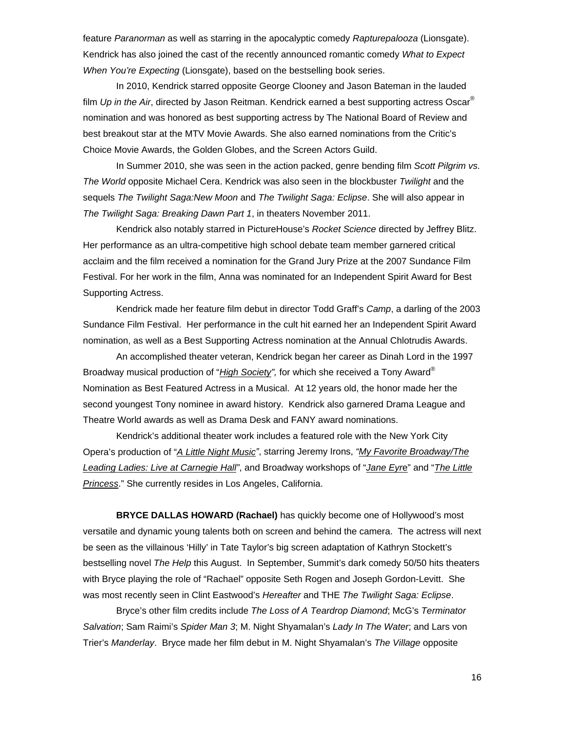feature *Paranorman* as well as starring in the apocalyptic comedy *Rapturepalooza* (Lionsgate). Kendrick has also joined the cast of the recently announced romantic comedy *What to Expect When You're Expecting* (Lionsgate), based on the bestselling book series.

In 2010, Kendrick starred opposite George Clooney and Jason Bateman in the lauded film *Up in the Air*, directed by Jason Reitman. Kendrick earned a best supporting actress Oscar® nomination and was honored as best supporting actress by The National Board of Review and best breakout star at the MTV Movie Awards. She also earned nominations from the Critic's Choice Movie Awards, the Golden Globes, and the Screen Actors Guild.

In Summer 2010, she was seen in the action packed, genre bending film *Scott Pilgrim vs. The World* opposite Michael Cera. Kendrick was also seen in the blockbuster *Twilight* and the sequels *The Twilight Saga:New Moon* and *The Twilight Saga: Eclipse*. She will also appear in *The Twilight Saga: Breaking Dawn Part 1*, in theaters November 2011.

Kendrick also notably starred in PictureHouse's *Rocket Science* directed by Jeffrey Blitz. Her performance as an ultra-competitive high school debate team member garnered critical acclaim and the film received a nomination for the Grand Jury Prize at the 2007 Sundance Film Festival. For her work in the film, Anna was nominated for an Independent Spirit Award for Best Supporting Actress.

Kendrick made her feature film debut in director Todd Graff's *Camp*, a darling of the 2003 Sundance Film Festival. Her performance in the cult hit earned her an Independent Spirit Award nomination, as well as a Best Supporting Actress nomination at the Annual Chlotrudis Awards.

An accomplished theater veteran, Kendrick began her career as Dinah Lord in the 1997 Broadway musical production of "*High Society*", for which she received a Tony Award® Nomination as Best Featured Actress in a Musical. At 12 years old, the honor made her the second youngest Tony nominee in award history. Kendrick also garnered Drama League and Theatre World awards as well as Drama Desk and FANY award nominations.

Kendrick's additional theater work includes a featured role with the New York City Opera's production of "*A Little Night Music*", starring Jeremy Irons, *"My Favorite Broadway/The Leading Ladies: Live at Carnegie Hall"*, and Broadway workshops of "*Jane Eyre*" and "*The Little Princess*." She currently resides in Los Angeles, California.

**BRYCE DALLAS HOWARD (Rachael)** has quickly become one of Hollywood's most versatile and dynamic young talents both on screen and behind the camera. The actress will next be seen as the villainous 'Hilly' in Tate Taylor's big screen adaptation of Kathryn Stockett's bestselling novel *The Help* this August. In September, Summit's dark comedy 50/50 hits theaters with Bryce playing the role of "Rachael" opposite Seth Rogen and Joseph Gordon-Levitt. She was most recently seen in Clint Eastwood's *Hereafter* and THE *The Twilight Saga: Eclipse*.

Bryce's other film credits include *The Loss of A Teardrop Diamond*; McG's *Terminator Salvation*; Sam Raimi's *Spider Man 3*; M. Night Shyamalan's *Lady In The Water*; and Lars von Trier's *Manderlay*. Bryce made her film debut in M. Night Shyamalan's *The Village* opposite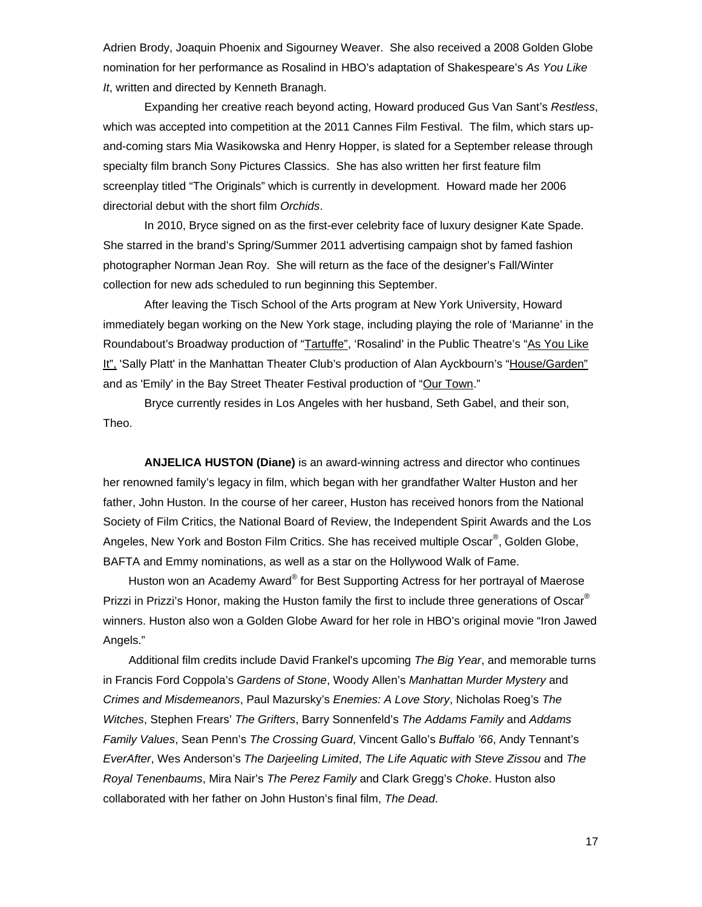Adrien Brody, Joaquin Phoenix and Sigourney Weaver. She also received a 2008 Golden Globe nomination for her performance as Rosalind in HBO's adaptation of Shakespeare's *As You Like It*, written and directed by Kenneth Branagh.

Expanding her creative reach beyond acting, Howard produced Gus Van Sant's *Restless*, which was accepted into competition at the 2011 Cannes Film Festival. The film, which stars up-and-coming stars Mia Wasikowska and Henry Hopper, is slated for a September release through specialty film branch Sony Pictures Classics. She has also written her first feature film screenplay titled "The Originals" which is currently in development. Howard made her 2006 directorial debut with the short film *Orchids*.

In 2010, Bryce signed on as the first-ever celebrity face of luxury designer Kate Spade. She starred in the brand's Spring/Summer 2011 advertising campaign shot by famed fashion photographer Norman Jean Roy. She will return as the face of the designer's Fall/Winter collection for new ads scheduled to run beginning this September.

After leaving the Tisch School of the Arts program at New York University, Howard immediately began working on the New York stage, including playing the role of 'Marianne' in the Roundabout's Broadway production of "Tartuffe", 'Rosalind' in the Public Theatre's "As You Like It", 'Sally Platt' in the Manhattan Theater Club's production of Alan Ayckbourn's "House/Garden" and as 'Emily' in the Bay Street Theater Festival production of "Our Town."

Bryce currently resides in Los Angeles with her husband, Seth Gabel, and their son, Theo.

**ANJELICA HUSTON (Diane)** is an award-winning actress and director who continues her renowned family's legacy in film, which began with her grandfather Walter Huston and her father, John Huston. In the course of her career, Huston has received honors from the National Society of Film Critics, the National Board of Review, the Independent Spirit Awards and the Los Angeles, New York and Boston Film Critics. She has received multiple Oscar®, Golden Globe, BAFTA and Emmy nominations, as well as a star on the Hollywood Walk of Fame.

Huston won an Academy Award® for Best Supporting Actress for her portrayal of Maerose Prizzi in Prizzi's Honor, making the Huston family the first to include three generations of Oscar® winners. Huston also won a Golden Globe Award for her role in HBO's original movie "Iron Jawed Angels."

Additional film credits include David Frankel's upcoming *The Big Year*, and memorable turns in Francis Ford Coppola's *Gardens of Stone*, Woody Allen's *Manhattan Murder Mystery* and *Crimes and Misdemeanors*, Paul Mazursky's *Enemies: A Love Story*, Nicholas Roeg's *The Witches*, Stephen Frears' *The Grifters*, Barry Sonnenfeld's *The Addams Family* and *Addams Family Values*, Sean Penn's *The Crossing Guard*, Vincent Gallo's *Buffalo '66*, Andy Tennant's *EverAfter*, Wes Anderson's *The Darjeeling Limited*, *The Life Aquatic with Steve Zissou* and *The Royal Tenenbaums*, Mira Nair's *The Perez Family* and Clark Gregg's *Choke*. Huston also collaborated with her father on John Huston's final film, *The Dead*.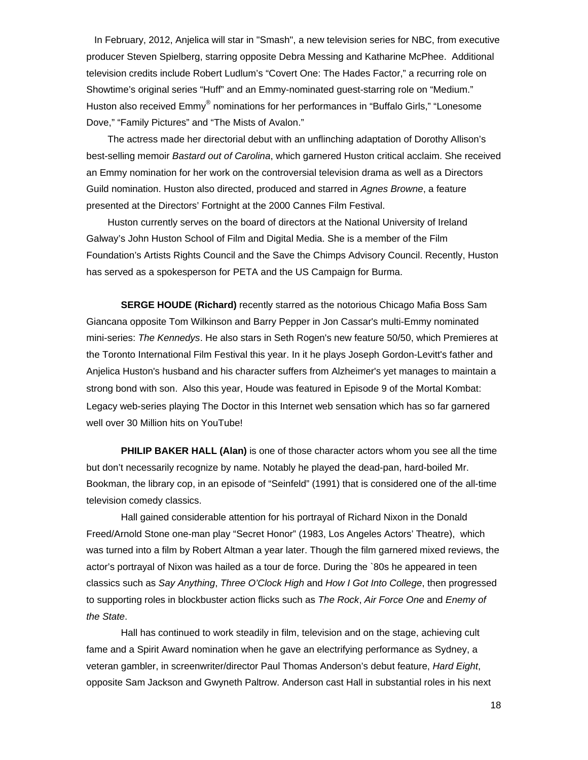In February, 2012, Anjelica will star in "Smash", a new television series for NBC, from executive producer Steven Spielberg, starring opposite Debra Messing and Katharine McPhee. Additional television credits include Robert Ludlum's "Covert One: The Hades Factor," a recurring role on Showtime's original series "Huff" and an Emmy-nominated guest-starring role on "Medium." Huston also received Emmy® nominations for her performances in "Buffalo Girls," "Lonesome Dove," "Family Pictures" and "The Mists of Avalon."

The actress made her directorial debut with an unflinching adaptation of Dorothy Allison's best-selling memoir *Bastard out of Carolina*, which garnered Huston critical acclaim. She received an Emmy nomination for her work on the controversial television drama as well as a Directors Guild nomination. Huston also directed, produced and starred in *Agnes Browne*, a feature presented at the Directors' Fortnight at the 2000 Cannes Film Festival.

Huston currently serves on the board of directors at the National University of Ireland Galway's John Huston School of Film and Digital Media. She is a member of the Film Foundation's Artists Rights Council and the Save the Chimps Advisory Council. Recently, Huston has served as a spokesperson for PETA and the US Campaign for Burma.

**SERGE HOUDE (Richard)** recently starred as the notorious Chicago Mafia Boss Sam Giancana opposite Tom Wilkinson and Barry Pepper in Jon Cassar's multi-Emmy nominated mini-series: *The Kennedys*. He also stars in Seth Rogen's new feature 50/50, which Premieres at the Toronto International Film Festival this year. In it he plays Joseph Gordon-Levitt's father and Anjelica Huston's husband and his character suffers from Alzheimer's yet manages to maintain a strong bond with son. Also this year, Houde was featured in Episode 9 of the Mortal Kombat: Legacy web-series playing The Doctor in this Internet web sensation which has so far garnered well over 30 Million hits on YouTube!

**PHILIP BAKER HALL (Alan)** is one of those character actors whom you see all the time but don't necessarily recognize by name. Notably he played the dead-pan, hard-boiled Mr. Bookman, the library cop, in an episode of "Seinfeld" (1991) that is considered one of the all-time television comedy classics.

Hall gained considerable attention for his portrayal of Richard Nixon in the Donald Freed/Arnold Stone one-man play "Secret Honor" (1983, Los Angeles Actors' Theatre), which was turned into a film by Robert Altman a year later. Though the film garnered mixed reviews, the actor's portrayal of Nixon was hailed as a tour de force. During the `80s he appeared in teen classics such as *Say Anything*, *Three O'Clock High* and *How I Got Into College*, then progressed to supporting roles in blockbuster action flicks such as *The Rock*, *Air Force One* and *Enemy of the State*.

Hall has continued to work steadily in film, television and on the stage, achieving cult fame and a Spirit Award nomination when he gave an electrifying performance as Sydney, a veteran gambler, in screenwriter/director Paul Thomas Anderson's debut feature, *Hard Eight*, opposite Sam Jackson and Gwyneth Paltrow. Anderson cast Hall in substantial roles in his next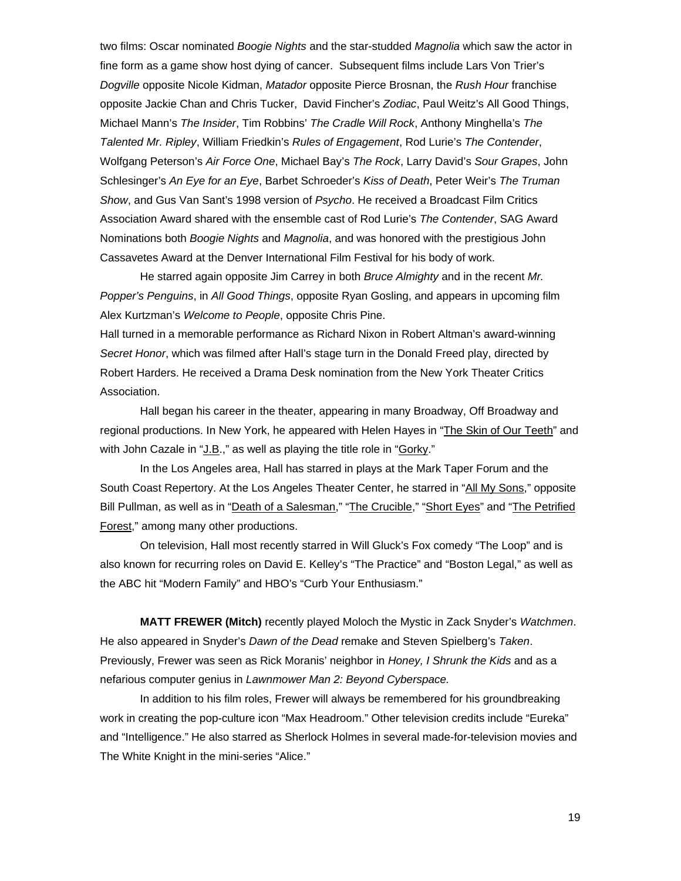two films: Oscar nominated *Boogie Nights* and the star-studded *Magnolia* which saw the actor in fine form as a game show host dying of cancer. Subsequent films include Lars Von Trier's *Dogville* opposite Nicole Kidman, *Matador* opposite Pierce Brosnan, the *Rush Hour* franchise opposite Jackie Chan and Chris Tucker, David Fincher's *Zodiac*, Paul Weitz's All Good Things, Michael Mann's *The Insider*, Tim Robbins' *The Cradle Will Rock*, Anthony Minghella's *The Talented Mr. Ripley*, William Friedkin's *Rules of Engagement*, Rod Lurie's *The Contender*, Wolfgang Peterson's *Air Force One*, Michael Bay's *The Rock*, Larry David's *Sour Grapes*, John Schlesinger's *An Eye for an Eye*, Barbet Schroeder's *Kiss of Death*, Peter Weir's *The Truman Show*, and Gus Van Sant's 1998 version of *Psycho*. He received a Broadcast Film Critics Association Award shared with the ensemble cast of Rod Lurie's *The Contender*, SAG Award Nominations both *Boogie Nights* and *Magnolia*, and was honored with the prestigious John Cassavetes Award at the Denver International Film Festival for his body of work.

He starred again opposite Jim Carrey in both *Bruce Almighty* and in the recent *Mr. Popper's Penguins*, in *All Good Things*, opposite Ryan Gosling, and appears in upcoming film Alex Kurtzman's *Welcome to People*, opposite Chris Pine.

Hall turned in a memorable performance as Richard Nixon in Robert Altman's award-winning *Secret Honor*, which was filmed after Hall's stage turn in the Donald Freed play, directed by Robert Harders. He received a Drama Desk nomination from the New York Theater Critics Association.

Hall began his career in the theater, appearing in many Broadway, Off Broadway and regional productions. In New York, he appeared with Helen Hayes in "The Skin of Our Teeth" and with John Cazale in "J.B.," as well as playing the title role in "Gorky."

In the Los Angeles area, Hall has starred in plays at the Mark Taper Forum and the South Coast Repertory. At the Los Angeles Theater Center, he starred in "All My Sons," opposite Bill Pullman, as well as in "Death of a Salesman," "The Crucible," "Short Eyes" and "The Petrified Forest," among many other productions.

On television, Hall most recently starred in Will Gluck's Fox comedy "The Loop" and is also known for recurring roles on David E. Kelley's "The Practice" and "Boston Legal," as well as the ABC hit "Modern Family" and HBO's "Curb Your Enthusiasm."

**MATT FREWER (Mitch)** recently played Moloch the Mystic in Zack Snyder's *Watchmen*. He also appeared in Snyder's *Dawn of the Dead* remake and Steven Spielberg's *Taken*. Previously, Frewer was seen as Rick Moranis' neighbor in *Honey, I Shrunk the Kids* and as a nefarious computer genius in *Lawnmower Man 2: Beyond Cyberspace.*

In addition to his film roles, Frewer will always be remembered for his groundbreaking work in creating the pop-culture icon "Max Headroom." Other television credits include "Eureka" and "Intelligence." He also starred as Sherlock Holmes in several made-for-television movies and The White Knight in the mini-series "Alice."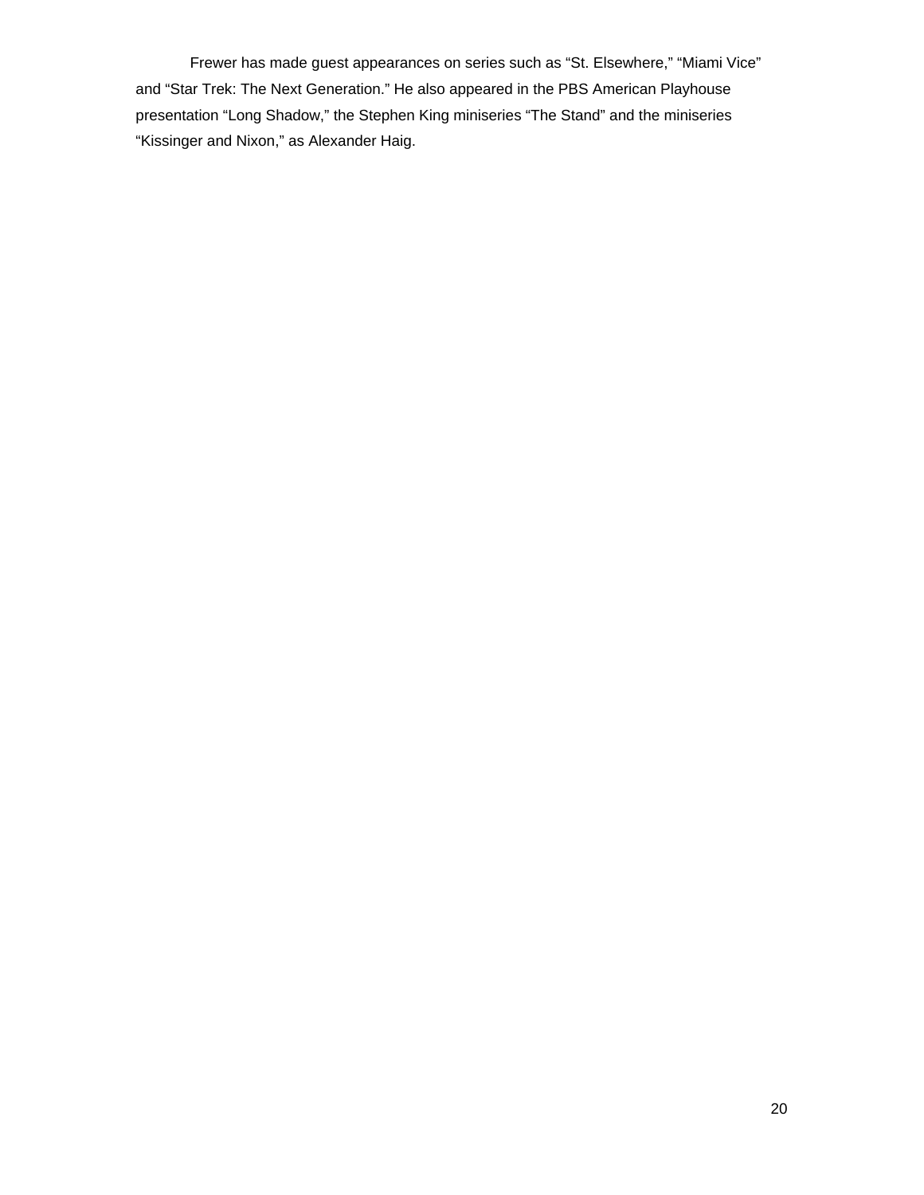Frewer has made guest appearances on series such as “St. Elsewhere,” “Miami Vice” and “Star Trek: The Next Generation.” He also appeared in the PBS American Playhouse presentation “Long Shadow,” the Stephen King miniseries “The Stand” and the miniseries “Kissinger and Nixon,” as Alexander Haig.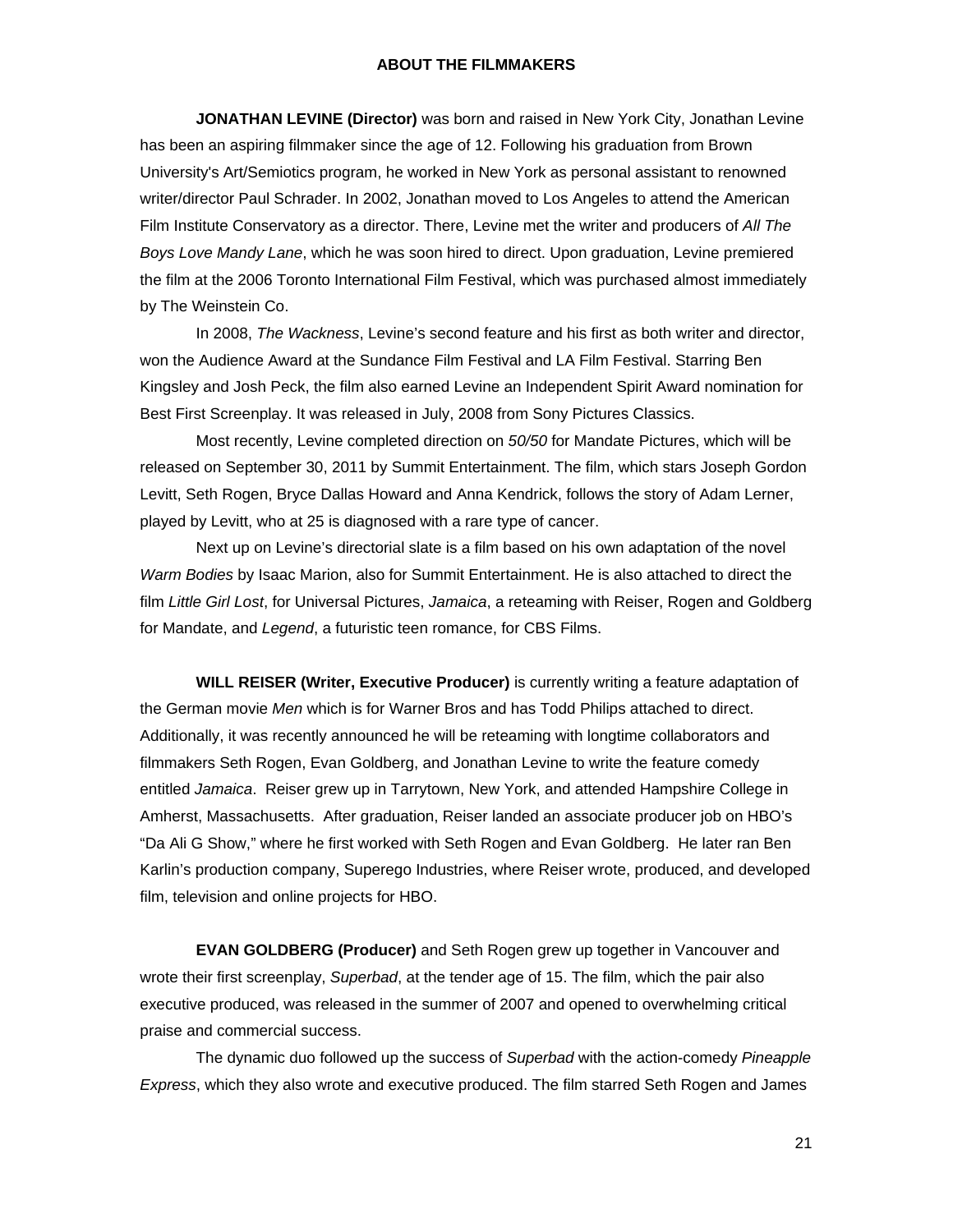## ABOUT THE FILMMAKERS

**JONATHAN LEVINE (Director)** was born and raised in New York City, Jonathan Levine has been an aspiring filmmaker since the age of 12. Following his graduation from Brown University's Art/Semiotics program, he worked in New York as personal assistant to renowned writer/director Paul Schrader. In 2002, Jonathan moved to Los Angeles to attend the American Film Institute Conservatory as a director. There, Levine met the writer and producers of *All The Boys Love Mandy Lane*, which he was soon hired to direct. Upon graduation, Levine premiered the film at the 2006 Toronto International Film Festival, which was purchased almost immediately by The Weinstein Co.

In 2008, *The Wackness*, Levine's second feature and his first as both writer and director, won the Audience Award at the Sundance Film Festival and LA Film Festival. Starring Ben Kingsley and Josh Peck, the film also earned Levine an Independent Spirit Award nomination for Best First Screenplay. It was released in July, 2008 from Sony Pictures Classics.

Most recently, Levine completed direction on *50/50* for Mandate Pictures, which will be released on September 30, 2011 by Summit Entertainment. The film, which stars Joseph Gordon Levitt, Seth Rogen, Bryce Dallas Howard and Anna Kendrick, follows the story of Adam Lerner, played by Levitt, who at 25 is diagnosed with a rare type of cancer.

Next up on Levine's directorial slate is a film based on his own adaptation of the novel *Warm Bodies* by Isaac Marion, also for Summit Entertainment. He is also attached to direct the film *Little Girl Lost*, for Universal Pictures, *Jamaica*, a reteaming with Reiser, Rogen and Goldberg for Mandate, and *Legend*, a futuristic teen romance, for CBS Films.

**WILL REISER (Writer, Executive Producer)** is currently writing a feature adaptation of the German movie *Men* which is for Warner Bros and has Todd Philips attached to direct. Additionally, it was recently announced he will be reteaming with longtime collaborators and filmmakers Seth Rogen, Evan Goldberg, and Jonathan Levine to write the feature comedy entitled *Jamaica*. Reiser grew up in Tarrytown, New York, and attended Hampshire College in Amherst, Massachusetts. After graduation, Reiser landed an associate producer job on HBO's "Da Ali G Show," where he first worked with Seth Rogen and Evan Goldberg. He later ran Ben Karlin's production company, Superego Industries, where Reiser wrote, produced, and developed film, television and online projects for HBO.

**EVAN GOLDBERG (Producer)** and Seth Rogen grew up together in Vancouver and wrote their first screenplay, *Superbad*, at the tender age of 15. The film, which the pair also executive produced, was released in the summer of 2007 and opened to overwhelming critical praise and commercial success.

The dynamic duo followed up the success of *Superbad* with the action-comedy *Pineapple Express*, which they also wrote and executive produced. The film starred Seth Rogen and James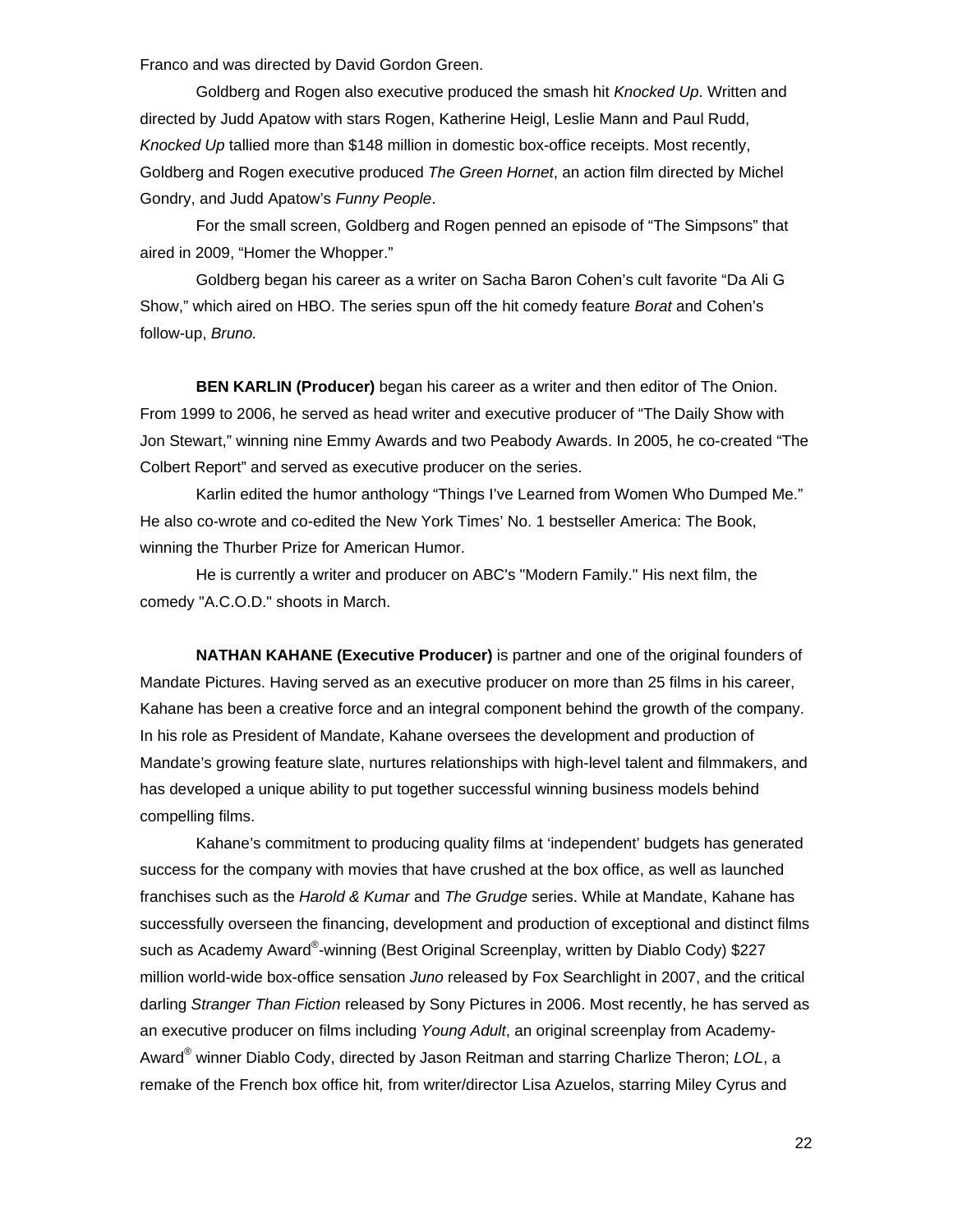Franco and was directed by David Gordon Green.

Goldberg and Rogen also executive produced the smash hit *Knocked Up*. Written and directed by Judd Apatow with stars Rogen, Katherine Heigl, Leslie Mann and Paul Rudd, *Knocked Up* tallied more than $148 million in domestic box-office receipts. Most recently, Goldberg and Rogen executive produced *The Green Hornet*, an action film directed by Michel Gondry, and Judd Apatow's *Funny People*.

For the small screen, Goldberg and Rogen penned an episode of "The Simpsons" that aired in 2009, "Homer the Whopper."

Goldberg began his career as a writer on Sacha Baron Cohen's cult favorite "Da Ali G Show," which aired on HBO. The series spun off the hit comedy feature *Borat* and Cohen's follow-up, *Bruno.*

**BEN KARLIN (Producer)** began his career as a writer and then editor of The Onion. From 1999 to 2006, he served as head writer and executive producer of "The Daily Show with Jon Stewart," winning nine Emmy Awards and two Peabody Awards. In 2005, he co-created "The Colbert Report" and served as executive producer on the series.

Karlin edited the humor anthology "Things I've Learned from Women Who Dumped Me." He also co-wrote and co-edited the New York Times' No. 1 bestseller America: The Book, winning the Thurber Prize for American Humor.

He is currently a writer and producer on ABC's "Modern Family." His next film, the comedy "A.C.O.D." shoots in March.

**NATHAN KAHANE (Executive Producer)** is partner and one of the original founders of Mandate Pictures. Having served as an executive producer on more than 25 films in his career, Kahane has been a creative force and an integral component behind the growth of the company. In his role as President of Mandate, Kahane oversees the development and production of Mandate's growing feature slate, nurtures relationships with high-level talent and filmmakers, and has developed a unique ability to put together successful winning business models behind compelling films.

Kahane's commitment to producing quality films at 'independent' budgets has generated success for the company with movies that have crushed at the box office, as well as launched franchises such as the *Harold & Kumar* and *The Grudge* series. While at Mandate, Kahane has successfully overseen the financing, development and production of exceptional and distinct films such as Academy Award®-winning (Best Original Screenplay, written by Diablo Cody) $227 million world-wide box-office sensation *Juno* released by Fox Searchlight in 2007, and the critical darling *Stranger Than Fiction* released by Sony Pictures in 2006. Most recently, he has served as an executive producer on films including *Young Adult*, an original screenplay from Academy-Award® winner Diablo Cody, directed by Jason Reitman and starring Charlize Theron; *LOL*, a remake of the French box office hit*,* from writer/director Lisa Azuelos, starring Miley Cyrus and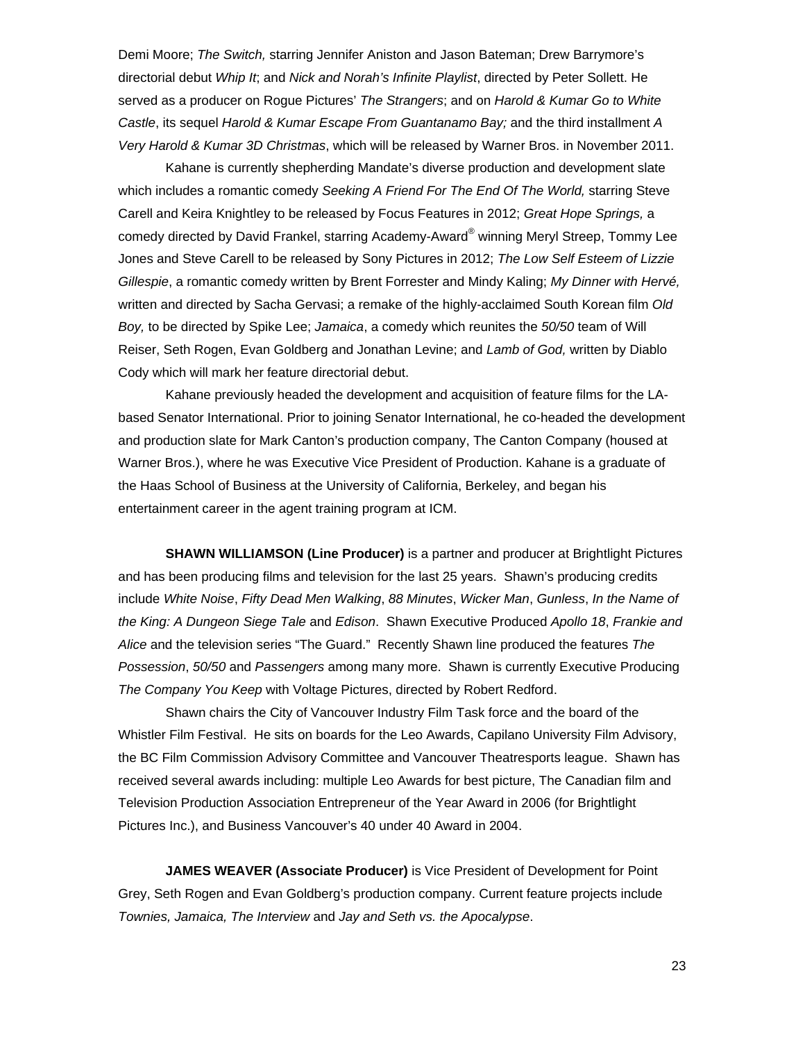Demi Moore; *The Switch,* starring Jennifer Aniston and Jason Bateman; Drew Barrymore's directorial debut *Whip It*; and *Nick and Norah's Infinite Playlist*, directed by Peter Sollett. He served as a producer on Rogue Pictures' *The Strangers*; and on *Harold & Kumar Go to White Castle*, its sequel *Harold & Kumar Escape From Guantanamo Bay;* and the third installment *A Very Harold & Kumar 3D Christmas*, which will be released by Warner Bros. in November 2011.

Kahane is currently shepherding Mandate's diverse production and development slate which includes a romantic comedy *Seeking A Friend For The End Of The World,* starring Steve Carell and Keira Knightley to be released by Focus Features in 2012; *Great Hope Springs,* a comedy directed by David Frankel, starring Academy-Award® winning Meryl Streep, Tommy Lee Jones and Steve Carell to be released by Sony Pictures in 2012; *The Low Self Esteem of Lizzie Gillespie*, a romantic comedy written by Brent Forrester and Mindy Kaling; *My Dinner with Hervé,* written and directed by Sacha Gervasi; a remake of the highly-acclaimed South Korean film *Old Boy,* to be directed by Spike Lee; *Jamaica*, a comedy which reunites the *50/50* team of Will Reiser, Seth Rogen, Evan Goldberg and Jonathan Levine; and *Lamb of God,* written by Diablo Cody which will mark her feature directorial debut.

Kahane previously headed the development and acquisition of feature films for the LA-based Senator International. Prior to joining Senator International, he co-headed the development and production slate for Mark Canton's production company, The Canton Company (housed at Warner Bros.), where he was Executive Vice President of Production. Kahane is a graduate of the Haas School of Business at the University of California, Berkeley, and began his entertainment career in the agent training program at ICM.

**SHAWN WILLIAMSON (Line Producer)** is a partner and producer at Brightlight Pictures and has been producing films and television for the last 25 years. Shawn's producing credits include *White Noise*, *Fifty Dead Men Walking*, *88 Minutes*, *Wicker Man*, *Gunless*, *In the Name of the King: A Dungeon Siege Tale* and *Edison*. Shawn Executive Produced *Apollo 18*, *Frankie and Alice* and the television series "The Guard." Recently Shawn line produced the features *The Possession*, *50/50* and *Passengers* among many more. Shawn is currently Executive Producing *The Company You Keep* with Voltage Pictures, directed by Robert Redford.

Shawn chairs the City of Vancouver Industry Film Task force and the board of the Whistler Film Festival. He sits on boards for the Leo Awards, Capilano University Film Advisory, the BC Film Commission Advisory Committee and Vancouver Theatresports league. Shawn has received several awards including: multiple Leo Awards for best picture, The Canadian film and Television Production Association Entrepreneur of the Year Award in 2006 (for Brightlight Pictures Inc.), and Business Vancouver's 40 under 40 Award in 2004.

**JAMES WEAVER (Associate Producer)** is Vice President of Development for Point Grey, Seth Rogen and Evan Goldberg's production company. Current feature projects include *Townies, Jamaica, The Interview* and *Jay and Seth vs. the Apocalypse*.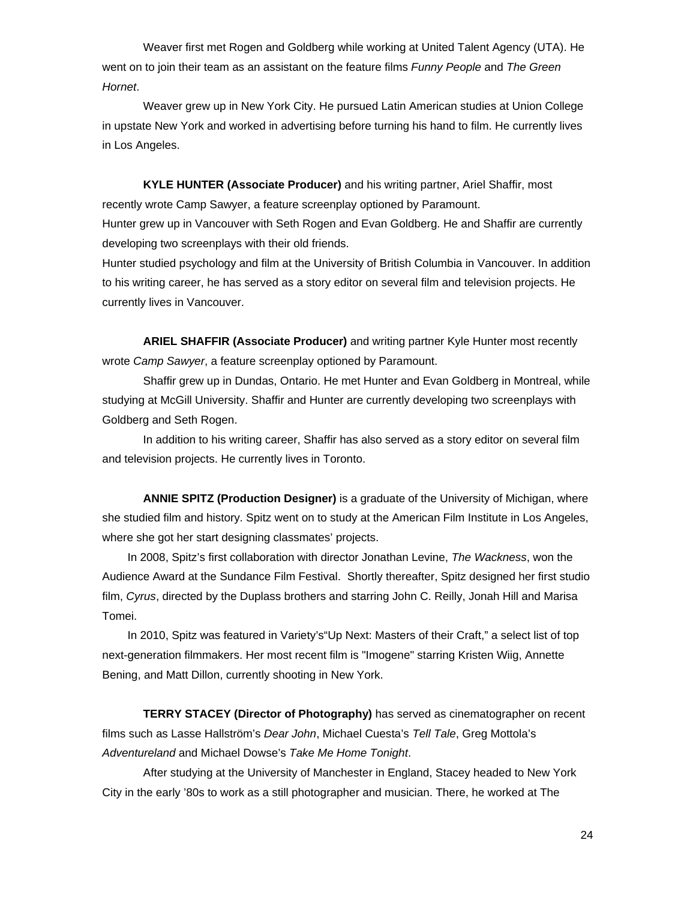Weaver first met Rogen and Goldberg while working at United Talent Agency (UTA). He went on to join their team as an assistant on the feature films *Funny People* and *The Green Hornet*.

Weaver grew up in New York City. He pursued Latin American studies at Union College in upstate New York and worked in advertising before turning his hand to film. He currently lives in Los Angeles.

**KYLE HUNTER (Associate Producer)** and his writing partner, Ariel Shaffir, most recently wrote Camp Sawyer, a feature screenplay optioned by Paramount.

Hunter grew up in Vancouver with Seth Rogen and Evan Goldberg. He and Shaffir are currently developing two screenplays with their old friends.

Hunter studied psychology and film at the University of British Columbia in Vancouver. In addition to his writing career, he has served as a story editor on several film and television projects. He currently lives in Vancouver.

**ARIEL SHAFFIR (Associate Producer)** and writing partner Kyle Hunter most recently wrote *Camp Sawyer*, a feature screenplay optioned by Paramount.

Shaffir grew up in Dundas, Ontario. He met Hunter and Evan Goldberg in Montreal, while studying at McGill University. Shaffir and Hunter are currently developing two screenplays with Goldberg and Seth Rogen.

In addition to his writing career, Shaffir has also served as a story editor on several film and television projects. He currently lives in Toronto.

**ANNIE SPITZ (Production Designer)** is a graduate of the University of Michigan, where she studied film and history. Spitz went on to study at the American Film Institute in Los Angeles, where she got her start designing classmates' projects.

In 2008, Spitz's first collaboration with director Jonathan Levine, *The Wackness*, won the Audience Award at the Sundance Film Festival. Shortly thereafter, Spitz designed her first studio film, *Cyrus*, directed by the Duplass brothers and starring John C. Reilly, Jonah Hill and Marisa Tomei.

In 2010, Spitz was featured in Variety's"Up Next: Masters of their Craft," a select list of top next-generation filmmakers. Her most recent film is "Imogene" starring Kristen Wiig, Annette Bening, and Matt Dillon, currently shooting in New York.

**TERRY STACEY (Director of Photography)** has served as cinematographer on recent films such as Lasse Hallström's *Dear John*, Michael Cuesta's *Tell Tale*, Greg Mottola's *Adventureland* and Michael Dowse's *Take Me Home Tonight*.

After studying at the University of Manchester in England, Stacey headed to New York City in the early '80s to work as a still photographer and musician. There, he worked at The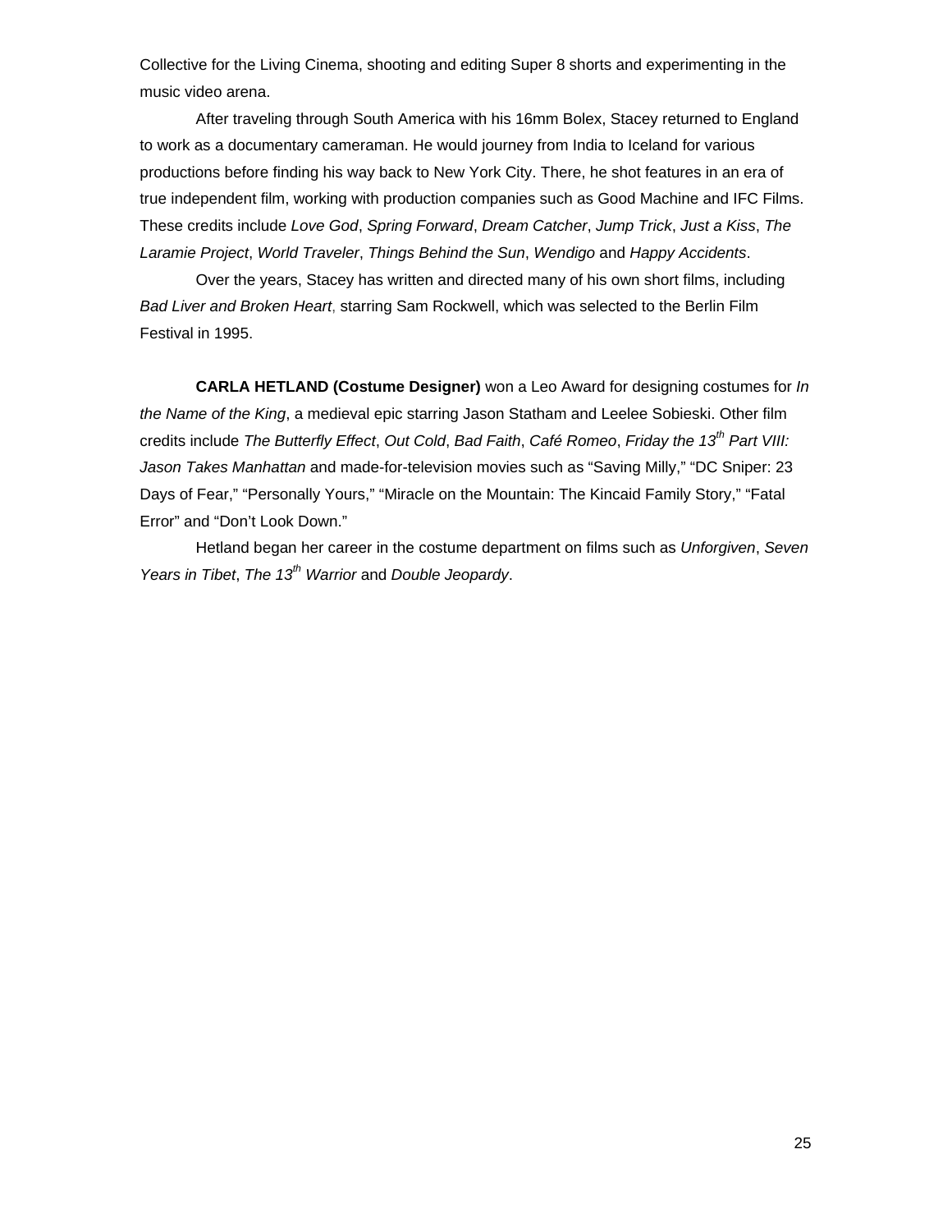Collective for the Living Cinema, shooting and editing Super 8 shorts and experimenting in the music video arena.

After traveling through South America with his 16mm Bolex, Stacey returned to England to work as a documentary cameraman. He would journey from India to Iceland for various productions before finding his way back to New York City. There, he shot features in an era of true independent film, working with production companies such as Good Machine and IFC Films. These credits include *Love God*, *Spring Forward*, *Dream Catcher*, *Jump Trick*, *Just a Kiss*, *The Laramie Project*, *World Traveler*, *Things Behind the Sun*, *Wendigo* and *Happy Accidents*.

Over the years, Stacey has written and directed many of his own short films, including *Bad Liver and Broken Heart*, starring Sam Rockwell, which was selected to the Berlin Film Festival in 1995.

**CARLA HETLAND (Costume Designer)** won a Leo Award for designing costumes for *In the Name of the King*, a medieval epic starring Jason Statham and Leelee Sobieski. Other film credits include *The Butterfly Effect*, *Out Cold*, *Bad Faith*, *Café Romeo*, *Friday the 13th Part VIII: Jason Takes Manhattan* and made-for-television movies such as "Saving Milly," "DC Sniper: 23 Days of Fear," "Personally Yours," "Miracle on the Mountain: The Kincaid Family Story," "Fatal Error" and "Don't Look Down."

Hetland began her career in the costume department on films such as *Unforgiven*, *Seven Years in Tibet*, *The 13th Warrior* and *Double Jeopardy*.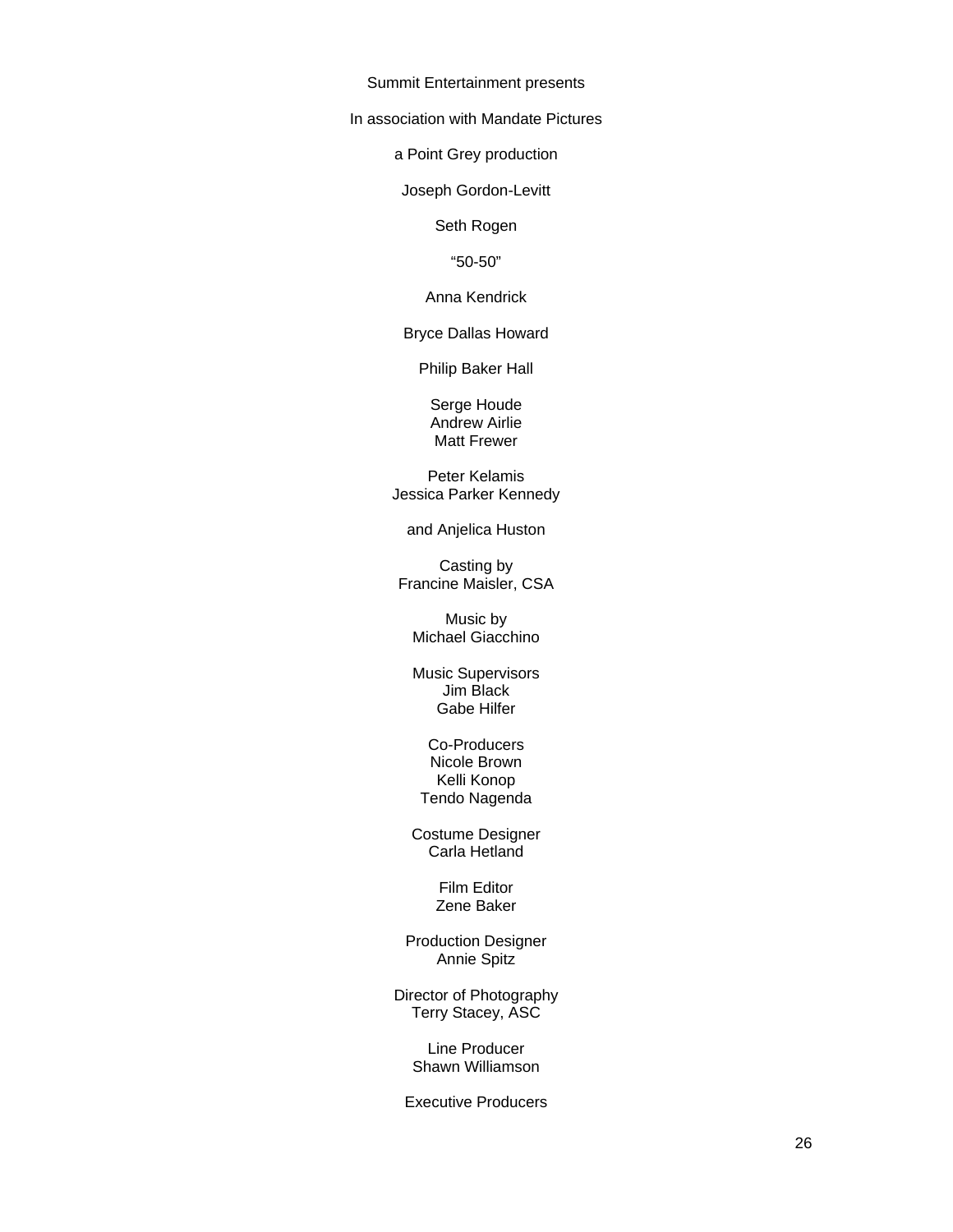Summit Entertainment presents

In association with Mandate Pictures

a Point Grey production

Joseph Gordon-Levitt

Seth Rogen

“50-50”

Anna Kendrick

Bryce Dallas Howard

Philip Baker Hall

Serge Houde  
Andrew Airlie  
Matt Frewer

Peter Kelamis  
Jessica Parker Kennedy

and Anjelica Huston

Casting by  
Francine Maisler, CSA

Music by  
Michael Giacchino

Music Supervisors  
Jim Black  
Gabe Hilfer

Co-Producers  
Nicole Brown  
Kelli Konop  
Tendo Nagenda

Costume Designer  
Carla Hetland

Film Editor  
Zene Baker

Production Designer  
Annie Spitz

Director of Photography  
Terry Stacey, ASC

Line Producer  
Shawn Williamson

Executive Producers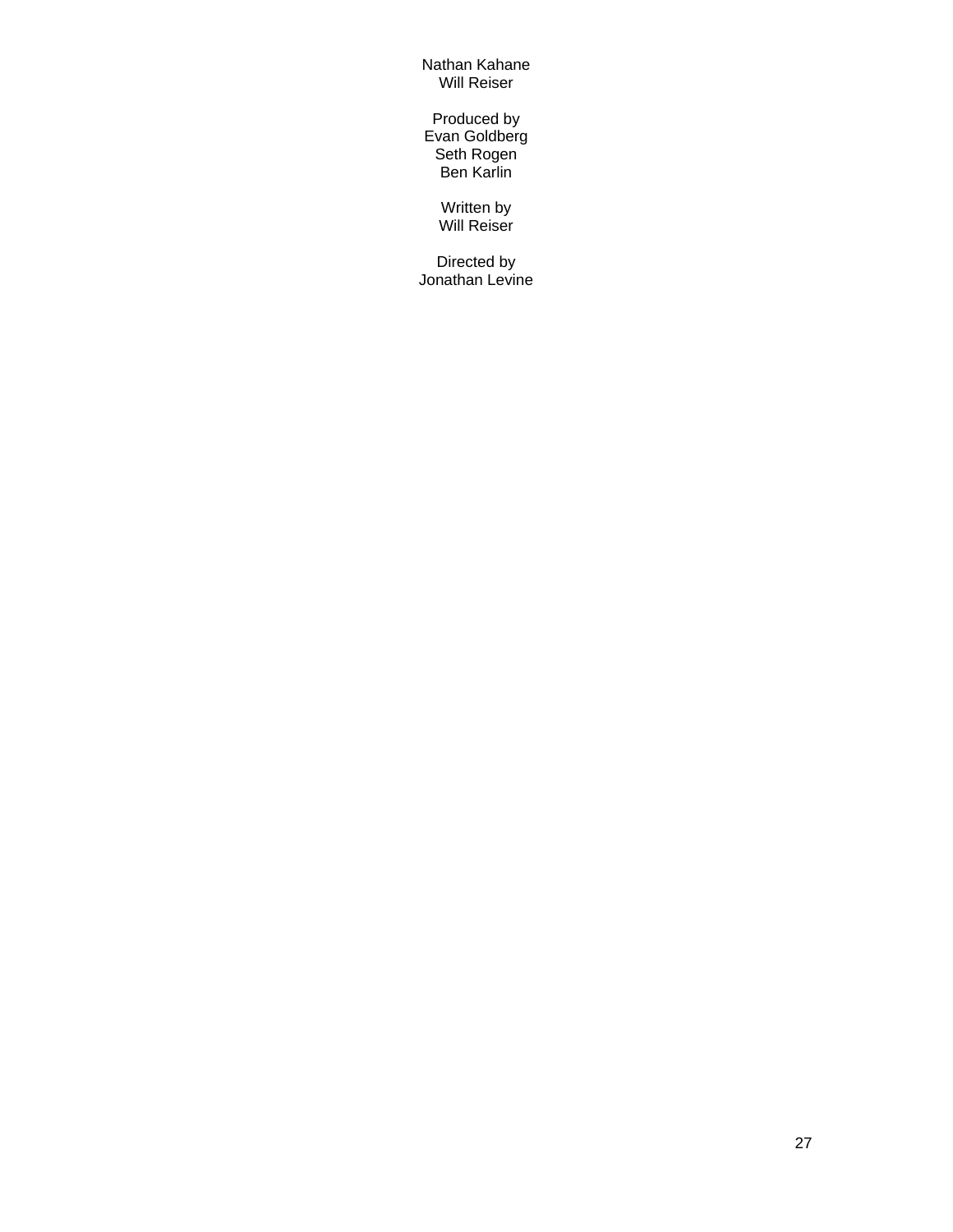Nathan Kahane
Will Reiser

Produced by
Evan Goldberg
Seth Rogen
Ben Karlin

Written by
Will Reiser

Directed by
Jonathan Levine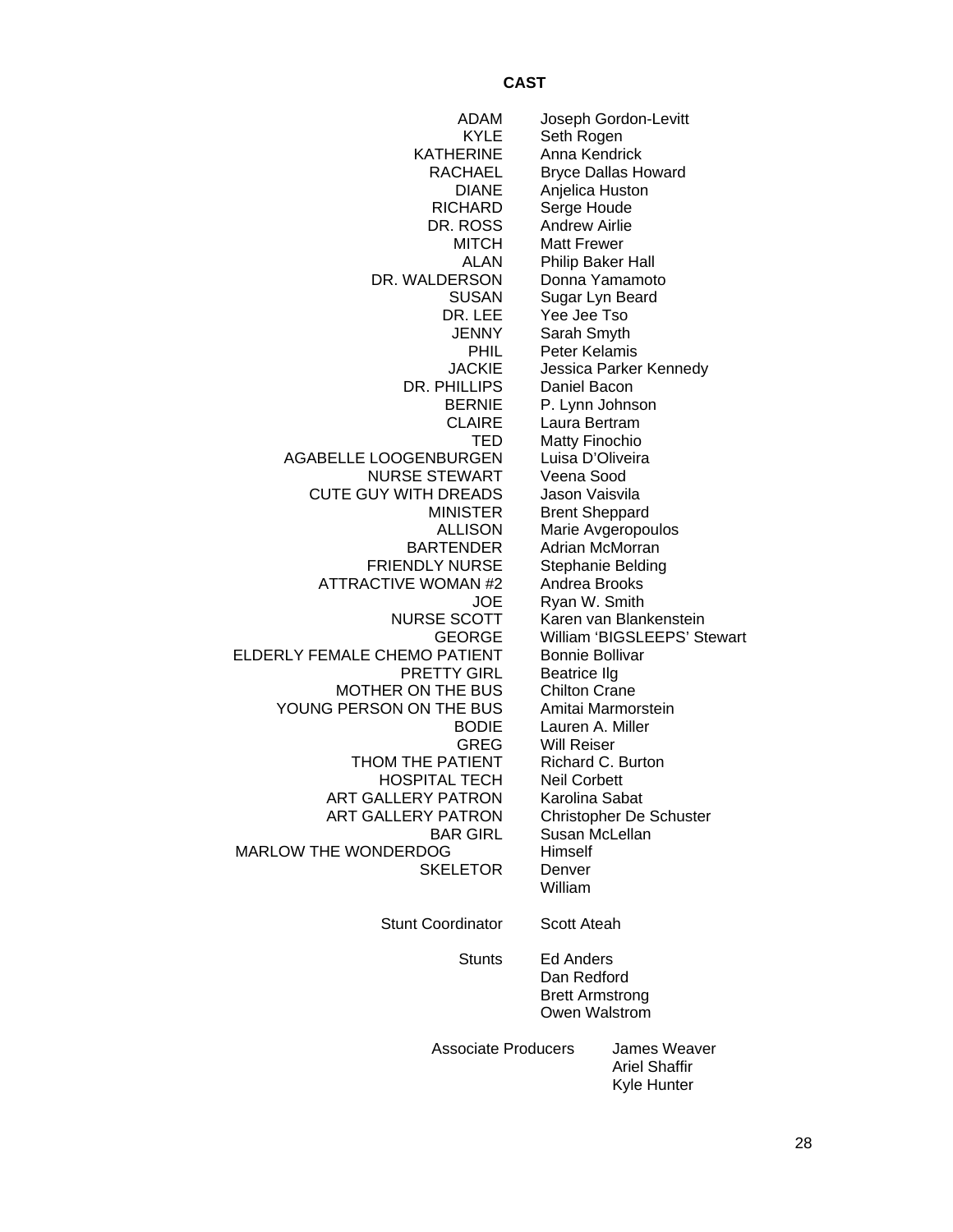## CAST

| | |
|---|---|
| ADAM | Joseph Gordon-Levitt |
| KYLE | Seth Rogen |
| KATHERINE | Anna Kendrick |
| RACHAEL | Bryce Dallas Howard |
| DIANE | Anjelica Huston |
| RICHARD | Serge Houde |
| DR. ROSS | Andrew Airlie |
| MITCH | Matt Frewer |
| ALAN | Philip Baker Hall |
| DR. WALDERSON | Donna Yamamoto |
| SUSAN | Sugar Lyn Beard |
| DR. LEE | Yee Jee Tso |
| JENNY | Sarah Smyth |
| PHIL | Peter Kelamis |
| JACKIE | Jessica Parker Kennedy |
| DR. PHILLIPS | Daniel Bacon |
| BERNIE | P. Lynn Johnson |
| CLAIRE | Laura Bertram |
| TED | Matty Finochio |
| AGABELLE LOOGENBURGEN | Luisa D'Oliveira |
| NURSE STEWART | Veena Sood |
| CUTE GUY WITH DREADS | Jason Vaisvila |
| MINISTER | Brent Sheppard |
| ALLISON | Marie Avgeropoulos |
| BARTENDER | Adrian McMorran |
| FRIENDLY NURSE | Stephanie Belding |
| ATTRACTIVE WOMAN #2 | Andrea Brooks |
| JOE | Ryan W. Smith |
| NURSE SCOTT | Karen van Blankenstein |
| GEORGE | William 'BIGSLEEPS' Stewart |
| ELDERLY FEMALE CHEMO PATIENT | Bonnie Bollivar |
| PRETTY GIRL | Beatrice Ilg |
| MOTHER ON THE BUS | Chilton Crane |
| YOUNG PERSON ON THE BUS | Amitai Marmorstein |
| BODIE | Lauren A. Miller |
| GREG | Will Reiser |
| THOM THE PATIENT | Richard C. Burton |
| HOSPITAL TECH | Neil Corbett |
| ART GALLERY PATRON | Karolina Sabat |
| ART GALLERY PATRON | Christopher De Schuster |
| BAR GIRL | Susan McLellan |
| MARLOW THE WONDERDOG | Himself |
| SKELETOR | Denver<br>William |
| Stunt Coordinator | Scott Ateah |
| Stunts | Ed Anders<br>Dan Redford<br>Brett Armstrong<br>Owen Walstrom |
| Associate Producers | James Weaver<br>Ariel Shaffir<br>Kyle Hunter |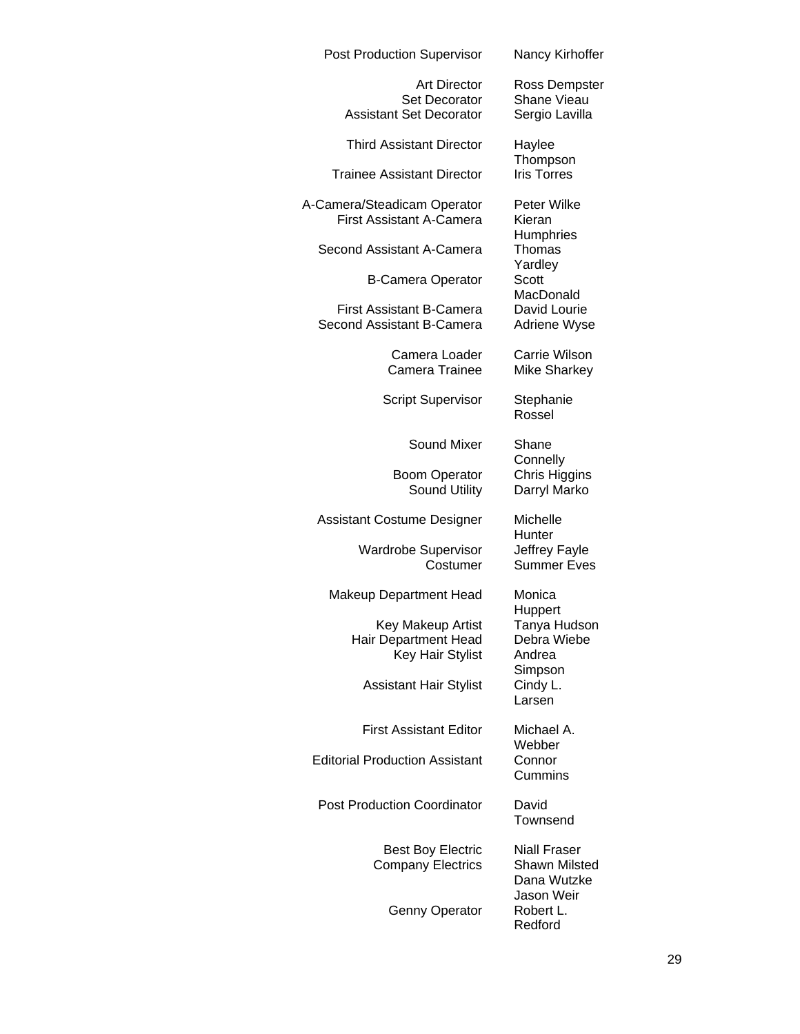| | |
|---|---|
| Post Production Supervisor | Nancy Kirhoffer |
| Art Director | Ross Dempster |
| Set Decorator | Shane Vieau |
| Assistant Set Decorator | Sergio Lavilla |
| Third Assistant Director | Haylee Thompson |
| Trainee Assistant Director | Iris Torres |
| A-Camera/Steadicam Operator | Peter Wilke |
| First Assistant A-Camera | Kieran Humphries |
| Second Assistant A-Camera | Thomas Yardley |
| B-Camera Operator | Scott MacDonald |
| First Assistant B-Camera | David Lourie |
| Second Assistant B-Camera | Adriene Wyse |
| Camera Loader | Carrie Wilson |
| Camera Trainee | Mike Sharkey |
| Script Supervisor | Stephanie Rossel |
| Sound Mixer | Shane Connelly |
| Boom Operator | Chris Higgins |
| Sound Utility | Darryl Marko |
| Assistant Costume Designer | Michelle Hunter |
| Wardrobe Supervisor | Jeffrey Fayle |
| Costumer | Summer Eves |
| Makeup Department Head | Monica Huppert |
| Key Makeup Artist | Tanya Hudson |
| Hair Department Head | Debra Wiebe |
| Key Hair Stylist | Andrea Simpson |
| Assistant Hair Stylist | Cindy L. Larsen |
| First Assistant Editor | Michael A. Webber |
| Editorial Production Assistant | Connor Cummins |
| Post Production Coordinator | David Townsend |
| Best Boy Electric | Niall Fraser |
| Company Electrics | Shawn Milsted<br>Dana Wutzke<br>Jason Weir |
| Genny Operator | Robert L. Redford |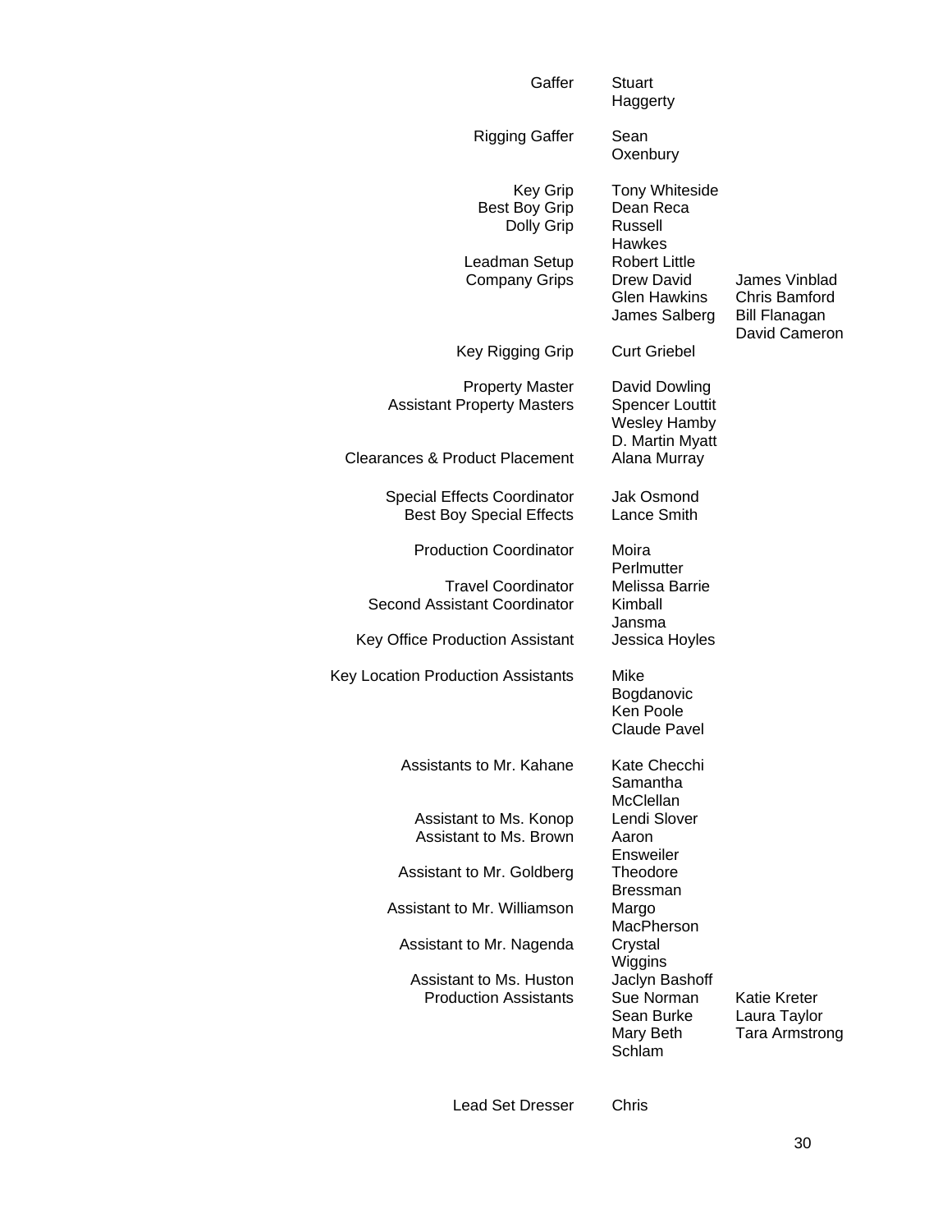| | | |
|---|---|---|
| Gaffer | Stuart Haggerty | |
| Rigging Gaffer | Sean Oxenbury | |
| Key Grip | Tony Whiteside | |
| Best Boy Grip | Dean Reca | |
| Dolly Grip | Russell Hawkes | |
| Leadman Setup | Robert Little | |
| Company Grips | Drew David | James Vinblad |
| | Glen Hawkins | Chris Bamford |
| | James Salberg | Bill Flanagan |
| | | David Cameron |
| Key Rigging Grip | Curt Griebel | |
| Property Master | David Dowling | |
| Assistant Property Masters | Spencer Louttit | |
| | Wesley Hamby | |
| | D. Martin Myatt | |
| Clearances & Product Placement | Alana Murray | |
| Special Effects Coordinator | Jak Osmond | |
| Best Boy Special Effects | Lance Smith | |
| Production Coordinator | Moira Perlmutter | |
| Travel Coordinator | Melissa Barrie | |
| Second Assistant Coordinator | Kimball Jansma | |
| Key Office Production Assistant | Jessica Hoyles | |
| Key Location Production Assistants | Mike Bogdanovic | |
| | Ken Poole | |
| | Claude Pavel | |
| Assistants to Mr. Kahane | Kate Checchi | |
| | Samantha McClellan | |
| Assistant to Ms. Konop | Lendi Slover | |
| Assistant to Ms. Brown | Aaron Ensweiler | |
| Assistant to Mr. Goldberg | Theodore Bressman | |
| Assistant to Mr. Williamson | Margo MacPherson | |
| Assistant to Mr. Nagenda | Crystal Wiggins | |
| Assistant to Ms. Huston | Jaclyn Bashoff | |
| Production Assistants | Sue Norman | Katie Kreter |
| | Sean Burke | Laura Taylor |
| | Mary Beth Schlam | Tara Armstrong |
| Lead Set Dresser | Chris | |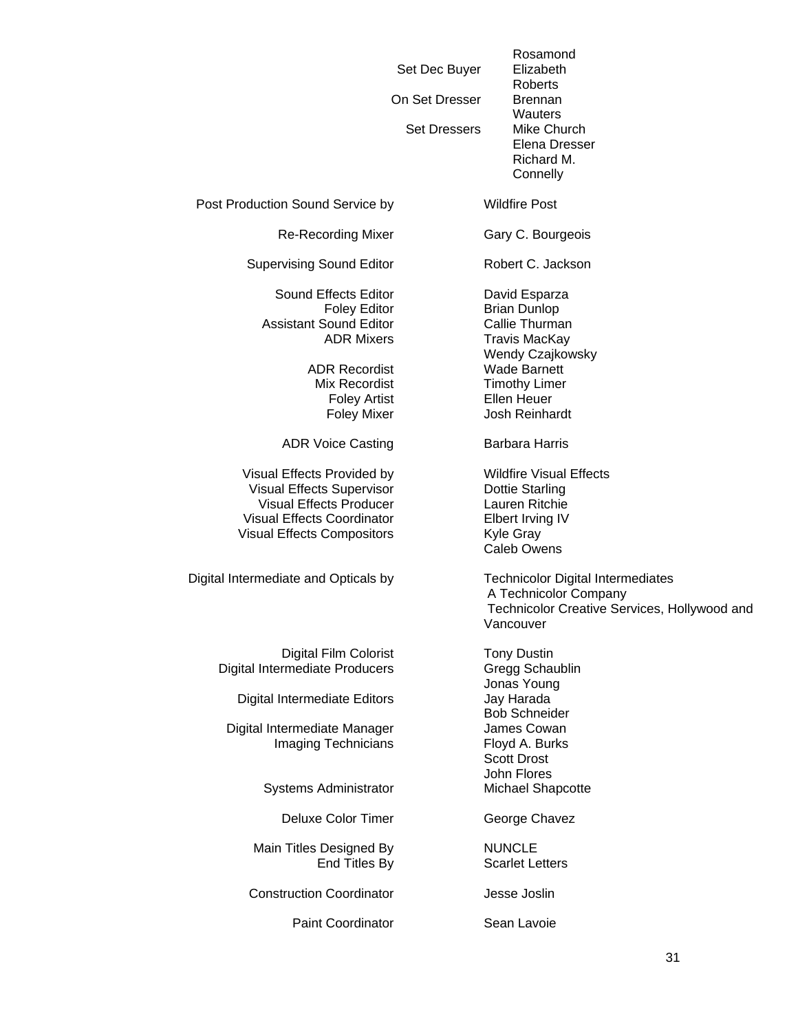| | |
|---|---|
| Set Dec Buyer | Rosamond Elizabeth Roberts |
| On Set Dresser | Brennan Wauters |
| Set Dressers | Mike Church<br>Elena Dresser<br>Richard M. Connelly |
| Post Production Sound Service by | Wildfire Post |
| Re-Recording Mixer | Gary C. Bourgeois |
| Supervising Sound Editor | Robert C. Jackson |
| Sound Effects Editor | David Esparza |
| Foley Editor | Brian Dunlop |
| Assistant Sound Editor | Callie Thurman |
| ADR Mixers | Travis MacKay<br>Wendy Czajkowsky |
| ADR Recordist | Wade Barnett |
| Mix Recordist | Timothy Limer |
| Foley Artist | Ellen Heuer |
| Foley Mixer | Josh Reinhardt |
| ADR Voice Casting | Barbara Harris |
| Visual Effects Provided by | Wildfire Visual Effects |
| Visual Effects Supervisor | Dottie Starling |
| Visual Effects Producer | Lauren Ritchie |
| Visual Effects Coordinator | Elbert Irving IV |
| Visual Effects Compositors | Kyle Gray<br>Caleb Owens |
| Digital Intermediate and Opticals by | Technicolor Digital Intermediates<br>A Technicolor Company<br>Technicolor Creative Services, Hollywood and Vancouver |
| Digital Film Colorist | Tony Dustin |
| Digital Intermediate Producers | Gregg Schaublin<br>Jonas Young |
| Digital Intermediate Editors | Jay Harada<br>Bob Schneider |
| Digital Intermediate Manager | James Cowan |
| Imaging Technicians | Floyd A. Burks<br>Scott Drost<br>John Flores |
| Systems Administrator | Michael Shapcotte |
| Deluxe Color Timer | George Chavez |
| Main Titles Designed By | NUNCLE |
| End Titles By | Scarlet Letters |
| Construction Coordinator | Jesse Joslin |
| Paint Coordinator | Sean Lavoie |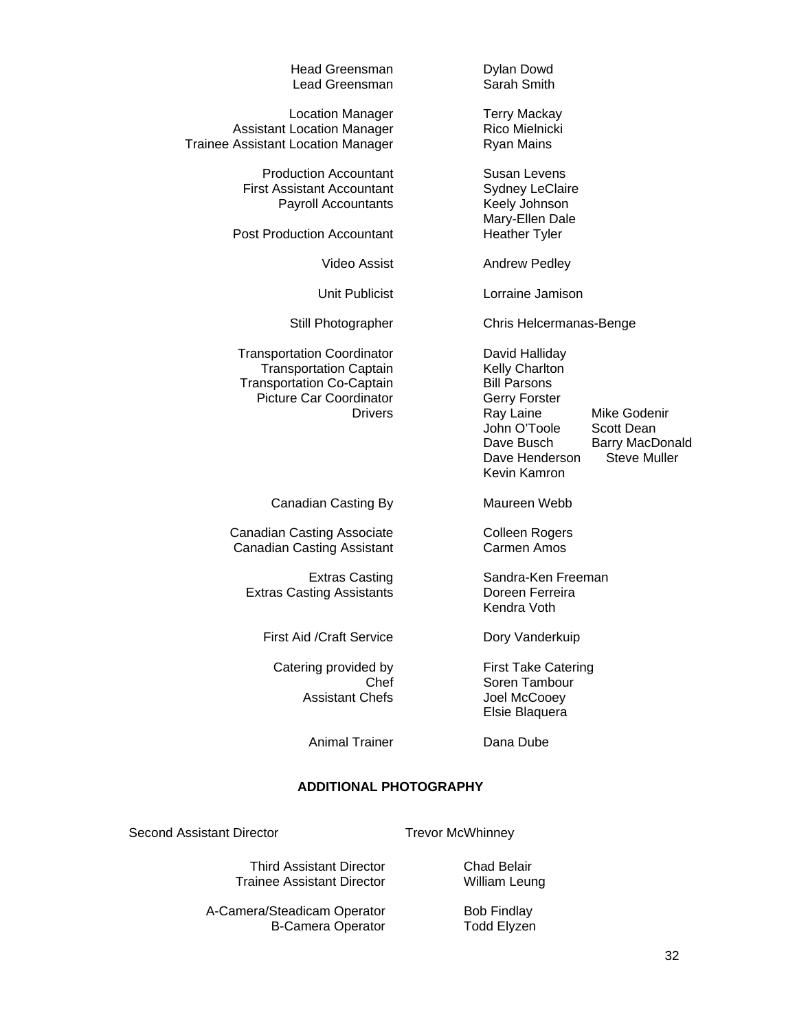| | | |
|---|---|---|
| Head Greensman | Dylan Dowd | |
| Lead Greensman | Sarah Smith | |
| | | |
| Location Manager | Terry Mackay | |
| Assistant Location Manager | Rico Mielnicki | |
| Trainee Assistant Location Manager | Ryan Mains | |
| | | |
| Production Accountant | Susan Levens | |
| First Assistant Accountant | Sydney LeClaire | |
| Payroll Accountants | Keely Johnson | |
| | Mary-Ellen Dale | |
| Post Production Accountant | Heather Tyler | |
| | | |
| Video Assist | Andrew Pedley | |
| | | |
| Unit Publicist | Lorraine Jamison | |
| | | |
| Still Photographer | Chris Helcermanas-Benge | |
| | | |
| Transportation Coordinator | David Halliday | |
| Transportation Captain | Kelly Charlton | |
| Transportation Co-Captain | Bill Parsons | |
| Picture Car Coordinator | Gerry Forster | |
| Drivers | Ray Laine | Mike Godenir |
| | John O'Toole | Scott Dean |
| | Dave Busch | Barry MacDonald |
| | Dave Henderson | Steve Muller |
| | Kevin Kamron | |
| | | |
| Canadian Casting By | Maureen Webb | |
| | | |
| Canadian Casting Associate | Colleen Rogers | |
| Canadian Casting Assistant | Carmen Amos | |
| | | |
| Extras Casting | Sandra-Ken Freeman | |
| Extras Casting Assistants | Doreen Ferreira | |
| | Kendra Voth | |
| | | |
| First Aid /Craft Service | Dory Vanderkuip | |
| | | |
| Catering provided by | First Take Catering | |
| Chef | Soren Tambour | |
| Assistant Chefs | Joel McCooey | |
| | Elsie Blaquera | |
| | | |
| Animal Trainer | Dana Dube | |

**ADDITIONAL PHOTOGRAPHY**

| | |
|---|---|
| Second Assistant Director | Trevor McWhinney |
| | |
| Third Assistant Director | Chad Belair |
| Trainee Assistant Director | William Leung |
| | |
| A-Camera/Steadicam Operator | Bob Findlay |
| B-Camera Operator | Todd Elyzen |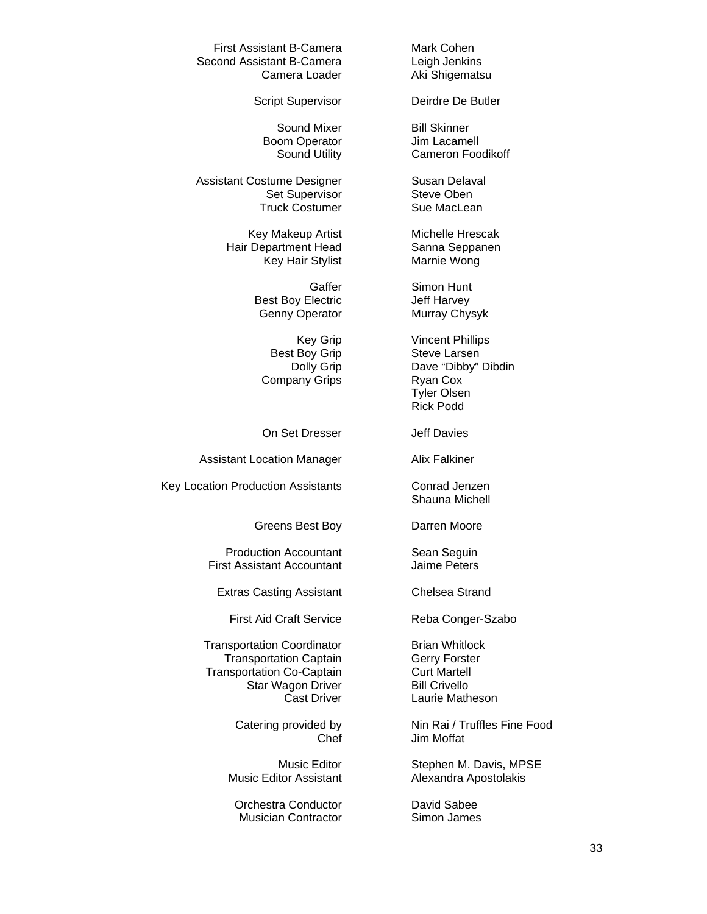| | |
|---|---|
| First Assistant B-Camera | Mark Cohen |
| Second Assistant B-Camera | Leigh Jenkins |
| Camera Loader | Aki Shigematsu |
| | |
| Script Supervisor | Deirdre De Butler |
| | |
| Sound Mixer | Bill Skinner |
| Boom Operator | Jim Lacamell |
| Sound Utility | Cameron Foodikoff |
| | |
| Assistant Costume Designer | Susan Delaval |
| Set Supervisor | Steve Oben |
| Truck Costumer | Sue MacLean |
| | |
| Key Makeup Artist | Michelle Hrescak |
| Hair Department Head | Sanna Seppanen |
| Key Hair Stylist | Marnie Wong |
| | |
| Gaffer | Simon Hunt |
| Best Boy Electric | Jeff Harvey |
| Genny Operator | Murray Chysyk |
| | |
| Key Grip | Vincent Phillips |
| Best Boy Grip | Steve Larsen |
| Dolly Grip | Dave “Dibby” Dibdin |
| Company Grips | Ryan Cox |
| | Tyler Olsen |
| | Rick Podd |
| | |
| On Set Dresser | Jeff Davies |
| | |
| Assistant Location Manager | Alix Falkiner |
| | |
| Key Location Production Assistants | Conrad Jenzen |
| | Shauna Michell |
| | |
| Greens Best Boy | Darren Moore |
| | |
| Production Accountant | Sean Seguin |
| First Assistant Accountant | Jaime Peters |
| | |
| Extras Casting Assistant | Chelsea Strand |
| | |
| First Aid Craft Service | Reba Conger-Szabo |
| | |
| Transportation Coordinator | Brian Whitlock |
| Transportation Captain | Gerry Forster |
| Transportation Co-Captain | Curt Martell |
| Star Wagon Driver | Bill Crivello |
| Cast Driver | Laurie Matheson |
| | |
| Catering provided by | Nin Rai / Truffles Fine Food |
| Chef | Jim Moffat |
| | |
| Music Editor | Stephen M. Davis, MPSE |
| Music Editor Assistant | Alexandra Apostolakis |
| | |
| Orchestra Conductor | David Sabee |
| Musician Contractor | Simon James |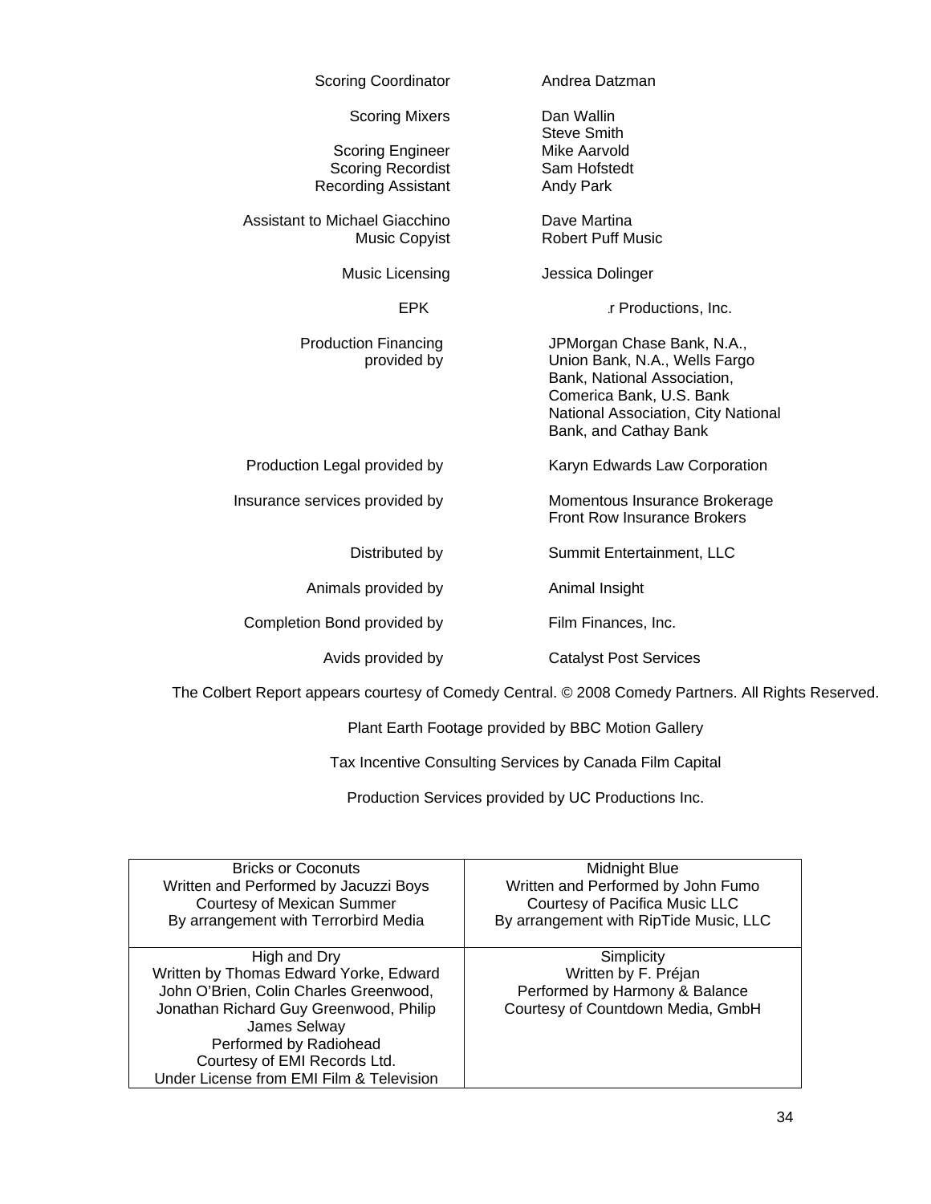| | |
|---|---|
| Scoring Coordinator | Andrea Datzman |
| Scoring Mixers | Dan Wallin<br>Steve Smith |
| Scoring Engineer | Mike Aarvold |
| Scoring Recordist | Sam Hofstedt |
| Recording Assistant | Andy Park |
| Assistant to Michael Giacchino | Dave Martina |
| Music Copyist | Robert Puff Music |
| Music Licensing | Jessica Dolinger |
| EPK | .r Productions, Inc. |
| Production Financing provided by | JPMorgan Chase Bank, N.A., Union Bank, N.A., Wells Fargo Bank, National Association, Comerica Bank, U.S. Bank National Association, City National Bank, and Cathay Bank |
| Production Legal provided by | Karyn Edwards Law Corporation |
| Insurance services provided by | Momentous Insurance Brokerage<br>Front Row Insurance Brokers |
| Distributed by | Summit Entertainment, LLC |
| Animals provided by | Animal Insight |
| Completion Bond provided by | Film Finances, Inc. |
| Avids provided by | Catalyst Post Services |

The Colbert Report appears courtesy of Comedy Central. © 2008 Comedy Partners. All Rights Reserved.

Plant Earth Footage provided by BBC Motion Gallery

Tax Incentive Consulting Services by Canada Film Capital

Production Services provided by UC Productions Inc.

| | |
|---|---|
| Bricks or Coconuts<br>Written and Performed by Jacuzzi Boys<br>Courtesy of Mexican Summer<br>By arrangement with Terrorbird Media | Midnight Blue<br>Written and Performed by John Fumo<br>Courtesy of Pacifica Music LLC<br>By arrangement with RipTide Music, LLC |
| High and Dry<br>Written by Thomas Edward Yorke, Edward John O'Brien, Colin Charles Greenwood, Jonathan Richard Guy Greenwood, Philip James Selway<br>Performed by Radiohead<br>Courtesy of EMI Records Ltd.<br>Under License from EMI Film & Television | Simplicity<br>Written by F. Préjan<br>Performed by Harmony & Balance<br>Courtesy of Countdown Media, GmbH |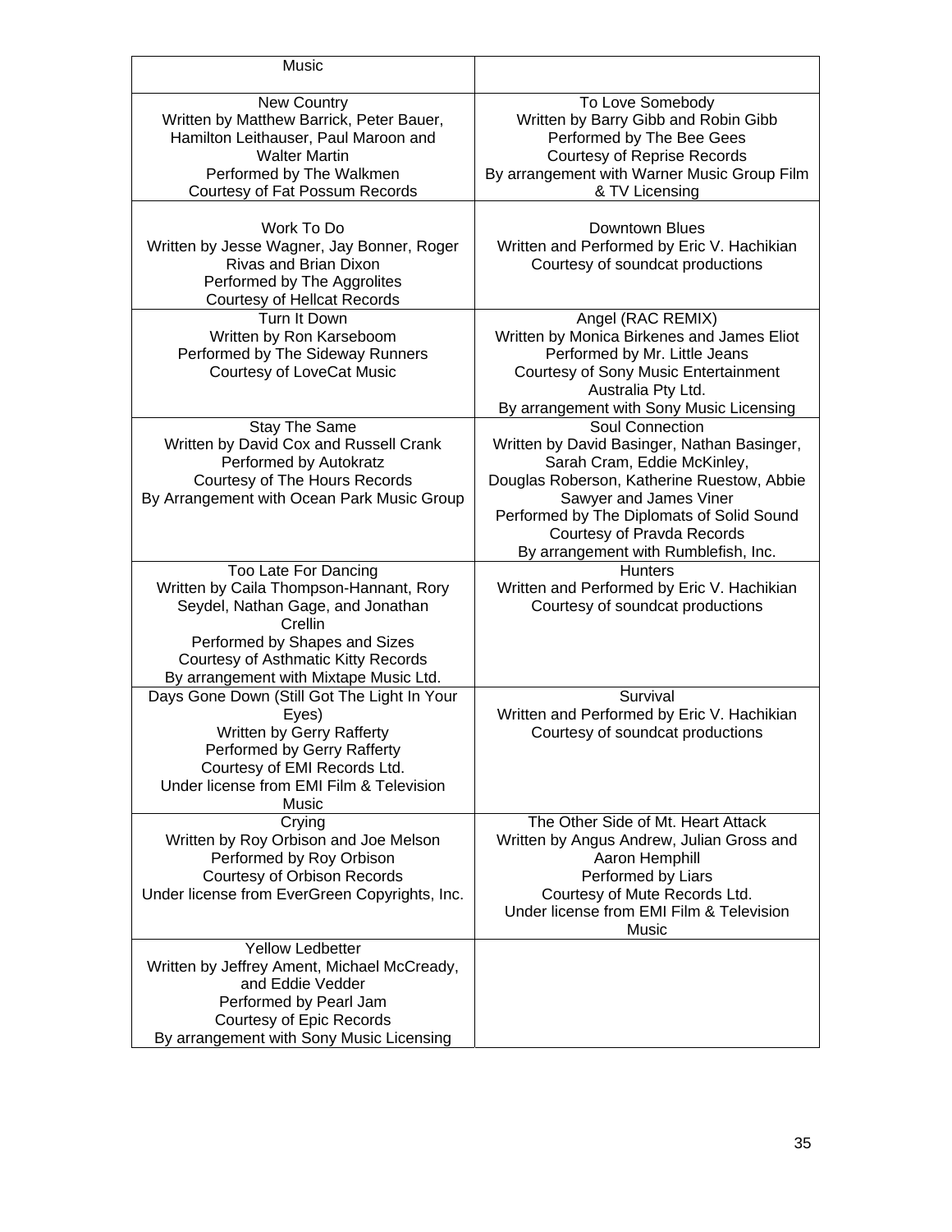| Music | |
|---|---|
| New Country<br>Written by Matthew Barrick, Peter Bauer, Hamilton Leithauser, Paul Maroon and Walter Martin<br>Performed by The Walkmen<br>Courtesy of Fat Possum Records | To Love Somebody<br>Written by Barry Gibb and Robin Gibb<br>Performed by The Bee Gees<br>Courtesy of Reprise Records<br>By arrangement with Warner Music Group Film & TV Licensing |
| Work To Do<br>Written by Jesse Wagner, Jay Bonner, Roger Rivas and Brian Dixon<br>Performed by The Aggrolites<br>Courtesy of Hellcat Records | Downtown Blues<br>Written and Performed by Eric V. Hachikian<br>Courtesy of soundcat productions |
| Turn It Down<br>Written by Ron Karseboom<br>Performed by The Sideway Runners<br>Courtesy of LoveCat Music | Angel (RAC REMIX)<br>Written by Monica Birkenes and James Eliot<br>Performed by Mr. Little Jeans<br>Courtesy of Sony Music Entertainment Australia Pty Ltd.<br>By arrangement with Sony Music Licensing |
| Stay The Same<br>Written by David Cox and Russell Crank<br>Performed by Autokratz<br>Courtesy of The Hours Records<br>By Arrangement with Ocean Park Music Group | Soul Connection<br>Written by David Basinger, Nathan Basinger, Sarah Cram, Eddie McKinley, Douglas Roberson, Katherine Ruestow, Abbie Sawyer and James Viner<br>Performed by The Diplomats of Solid Sound<br>Courtesy of Pravda Records<br>By arrangement with Rumblefish, Inc. |
| Too Late For Dancing<br>Written by Caila Thompson-Hannant, Rory Seydel, Nathan Gage, and Jonathan Crellin<br>Performed by Shapes and Sizes<br>Courtesy of Asthmatic Kitty Records<br>By arrangement with Mixtape Music Ltd. | Hunters<br>Written and Performed by Eric V. Hachikian<br>Courtesy of soundcat productions |
| Days Gone Down (Still Got The Light In Your Eyes)<br>Written by Gerry Rafferty<br>Performed by Gerry Rafferty<br>Courtesy of EMI Records Ltd.<br>Under license from EMI Film & Television Music | Survival<br>Written and Performed by Eric V. Hachikian<br>Courtesy of soundcat productions |
| Crying<br>Written by Roy Orbison and Joe Melson<br>Performed by Roy Orbison<br>Courtesy of Orbison Records<br>Under license from EverGreen Copyrights, Inc. | The Other Side of Mt. Heart Attack<br>Written by Angus Andrew, Julian Gross and Aaron Hemphill<br>Performed by Liars<br>Courtesy of Mute Records Ltd.<br>Under license from EMI Film & Television Music |
| Yellow Ledbetter<br>Written by Jeffrey Ament, Michael McCready, and Eddie Vedder<br>Performed by Pearl Jam<br>Courtesy of Epic Records<br>By arrangement with Sony Music Licensing | |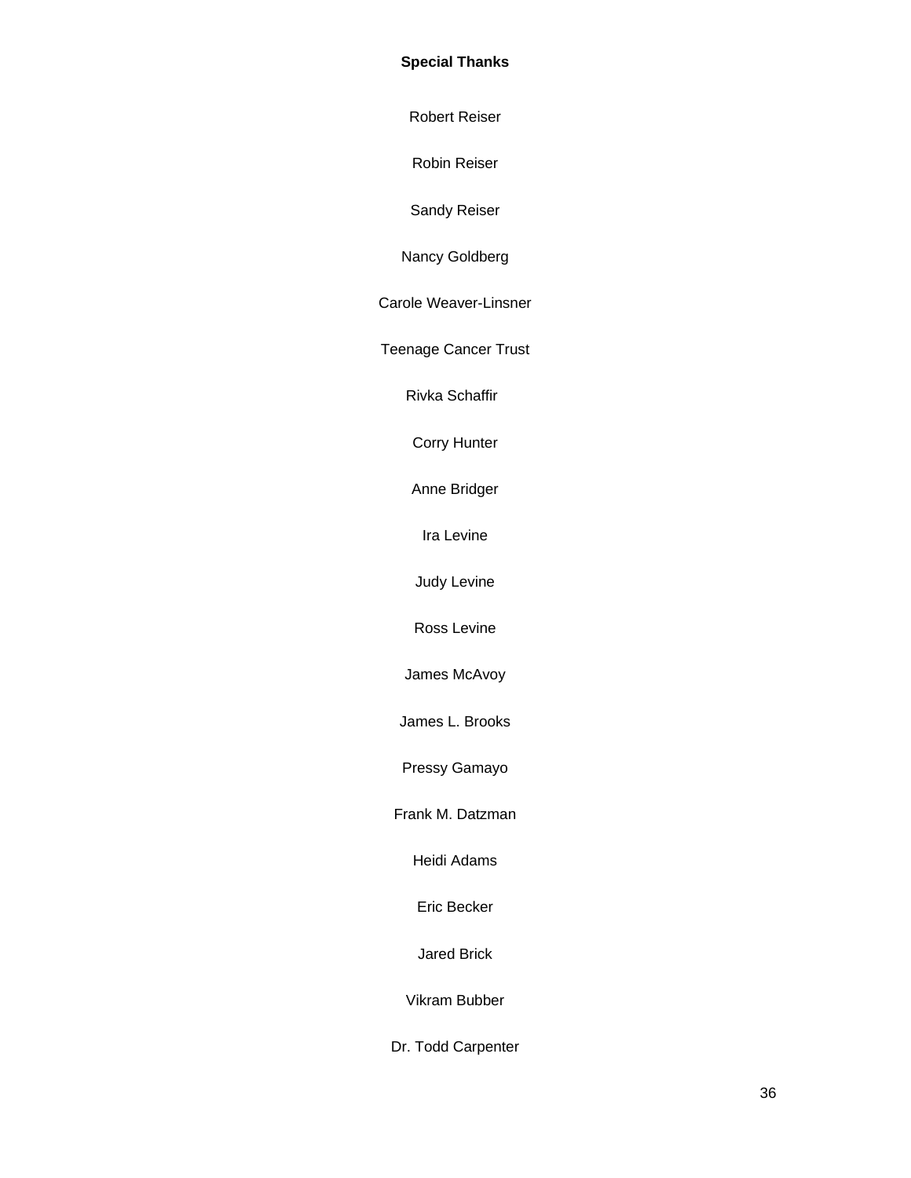**Special Thanks**

Robert Reiser

Robin Reiser

Sandy Reiser

Nancy Goldberg

Carole Weaver-Linsner

Teenage Cancer Trust

Rivka Schaffir

Corry Hunter

Anne Bridger

Ira Levine

Judy Levine

Ross Levine

James McAvoy

James L. Brooks

Pressy Gamayo

Frank M. Datzman

Heidi Adams

Eric Becker

Jared Brick

Vikram Bubber

Dr. Todd Carpenter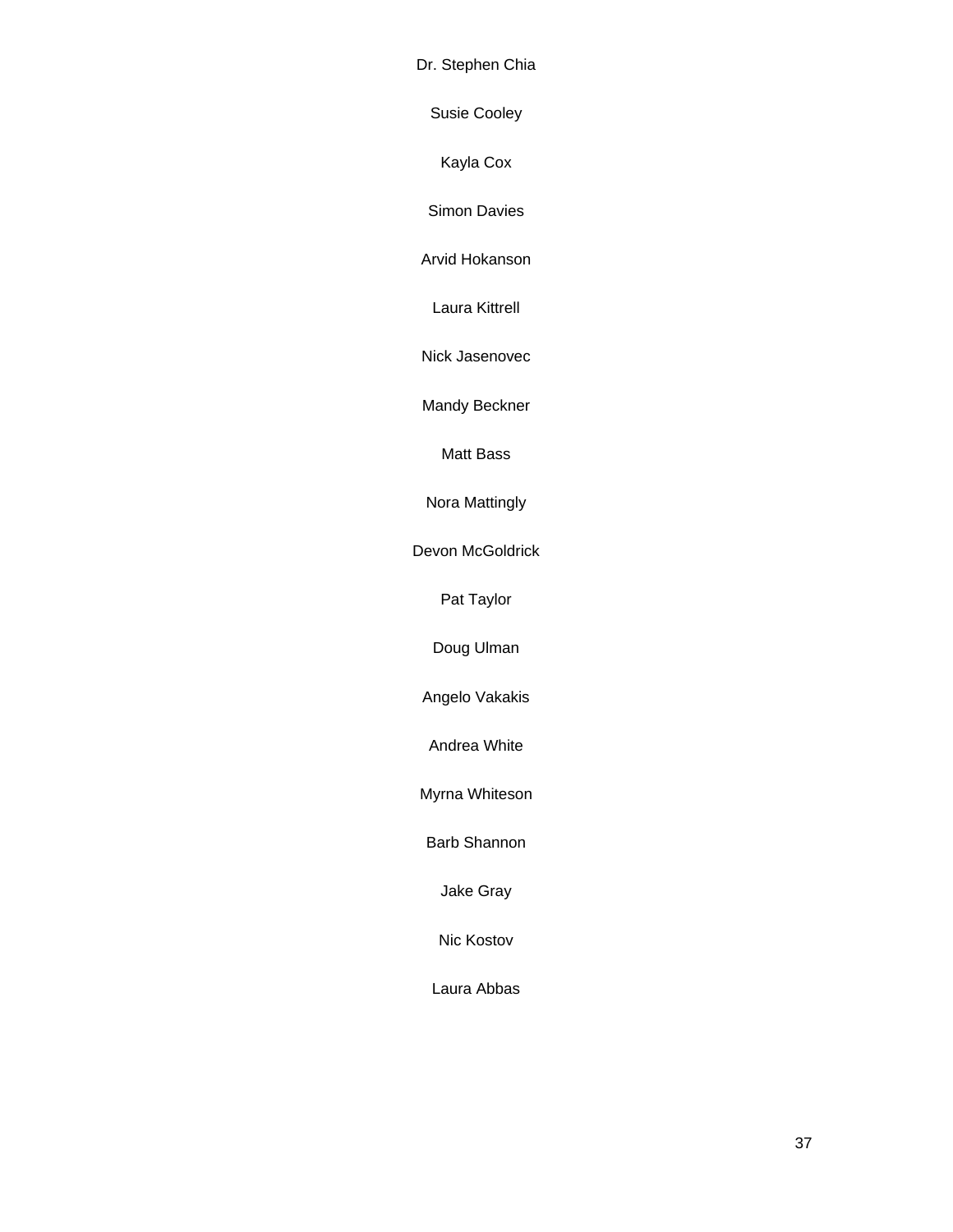Dr. Stephen Chia

Susie Cooley

Kayla Cox

Simon Davies

Arvid Hokanson

Laura Kittrell

Nick Jasenovec

Mandy Beckner

Matt Bass

Nora Mattingly

Devon McGoldrick

Pat Taylor

Doug Ulman

Angelo Vakakis

Andrea White

Myrna Whiteson

Barb Shannon

Jake Gray

Nic Kostov

Laura Abbas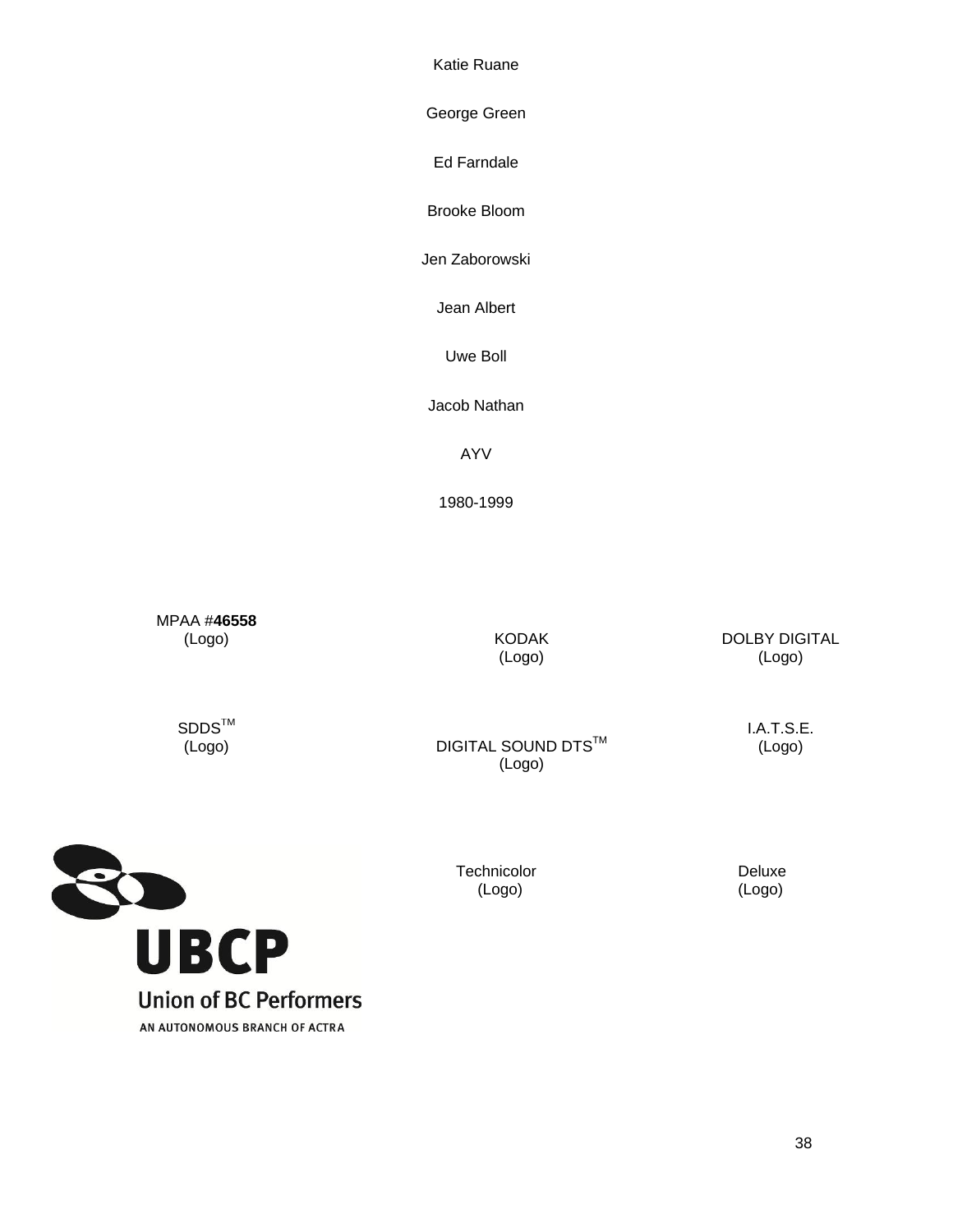Katie Ruane

George Green

Ed Farndale

Brooke Bloom

Jen Zaborowski

Jean Albert

Uwe Boll

Jacob Nathan

AYV

1980-1999

MPAA #**46558**
(Logo)

KODAK
(Logo)

DOLBY DIGITAL
(Logo)

SDDS™
(Logo)

DIGITAL SOUND DTS™
(Logo)

I.A.T.S.E.
(Logo)

UBCP
Union of BC Performers
AN AUTONOMOUS BRANCH OF ACTRA

Technicolor
(Logo)

Deluxe
(Logo)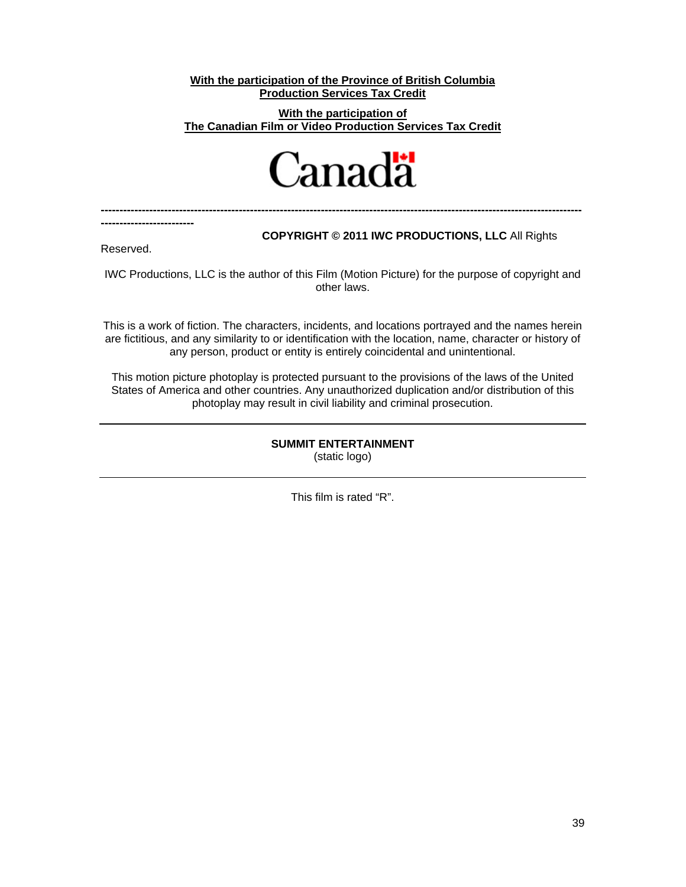**With the participation of the Province of British Columbia**
**Production Services Tax Credit**

**With the participation of**
**The Canadian Film or Video Production Services Tax Credit**

Canada

---

**COPYRIGHT © 2011 IWC PRODUCTIONS, LLC** All Rights Reserved.

IWC Productions, LLC is the author of this Film (Motion Picture) for the purpose of copyright and other laws.

This is a work of fiction. The characters, incidents, and locations portrayed and the names herein are fictitious, and any similarity to or identification with the location, name, character or history of any person, product or entity is entirely coincidental and unintentional.

This motion picture photoplay is protected pursuant to the provisions of the laws of the United States of America and other countries. Any unauthorized duplication and/or distribution of this photoplay may result in civil liability and criminal prosecution.

---

**SUMMIT ENTERTAINMENT**
(static logo)

---

This film is rated "R".